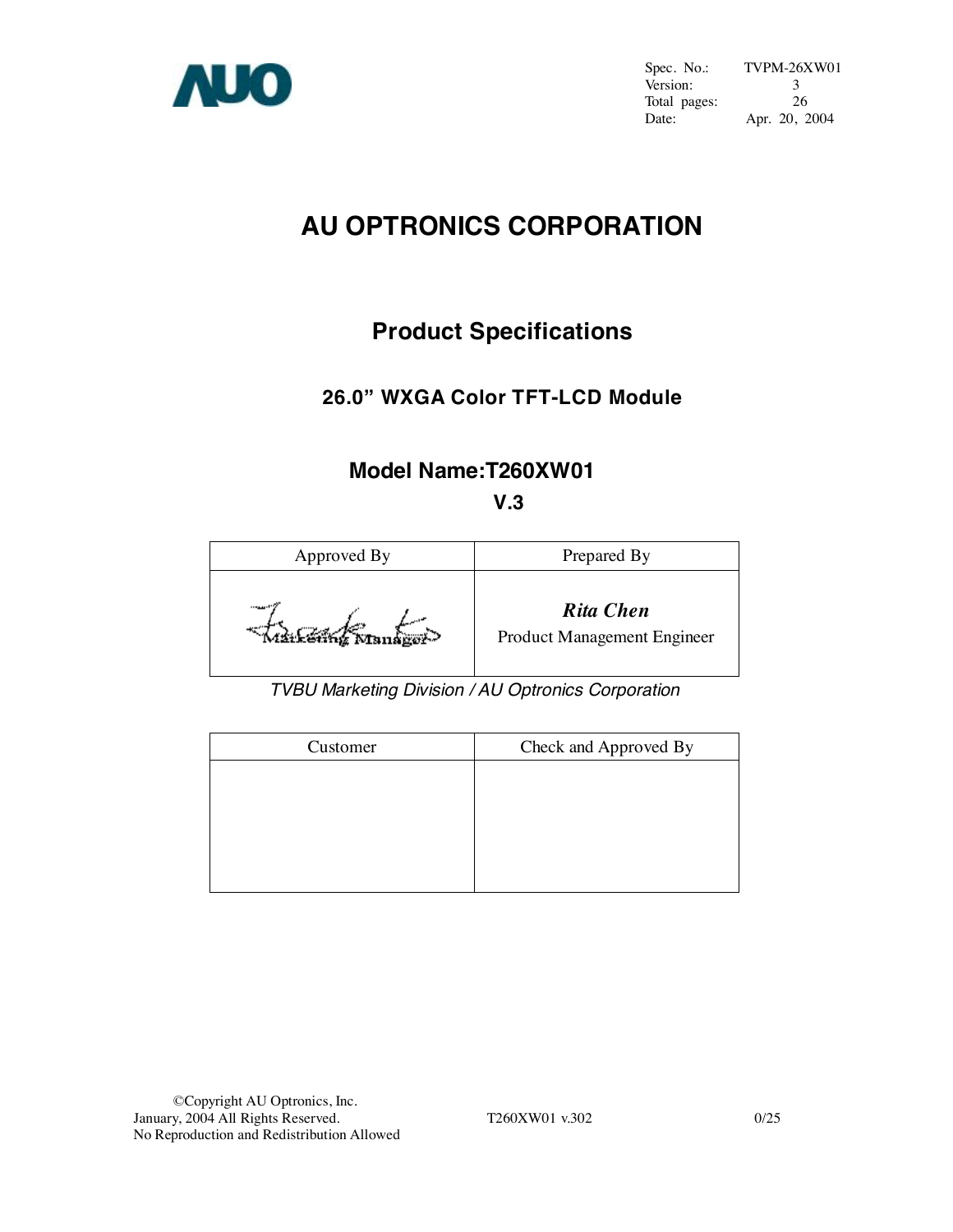AUO

| Spec. No.: | TVPM-26XW01 |
| --- | --- |
| Version: | 3 |
| Total pages: | 26 |
| Date: | Apr. 20, 2004 |

# AU OPTRONICS CORPORATION

## Product Specifications

### 26.0" WXGA Color TFT-LCD Module

### Model Name:T260XW01

### V.3

| Approved By | Prepared By |
| --- | --- |
| Marketing Manager | ***Rita Chen*** Product Management Engineer |

*TVBU Marketing Division / AU Optronics Corporation*

| Customer | Check and Approved By |
| --- | --- |
| | |

©Copyright AU Optronics, Inc.
January, 2004 All Rights Reserved.
No Reproduction and Redistribution Allowed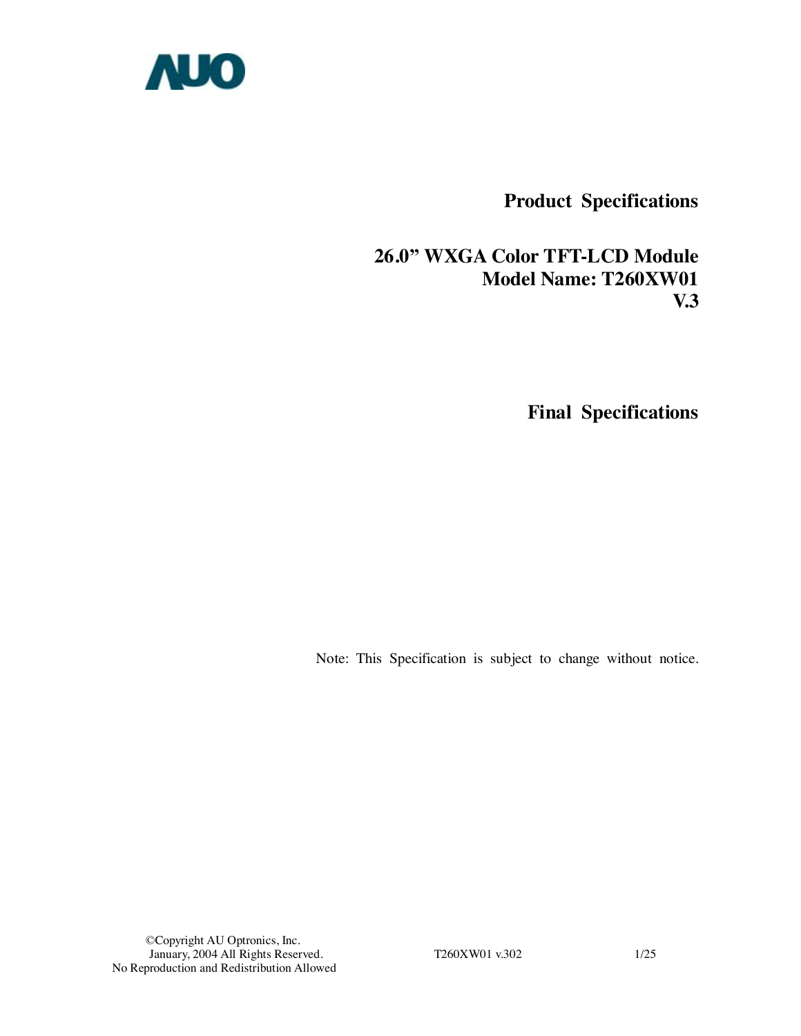# Product Specifications

# 26.0" WXGA Color TFT-LCD Module
# Model Name: T260XW01
# V.3

# Final Specifications

Note: This Specification is subject to change without notice.

©Copyright AU Optronics, Inc.
January, 2004 All Rights Reserved.
No Reproduction and Redistribution Allowed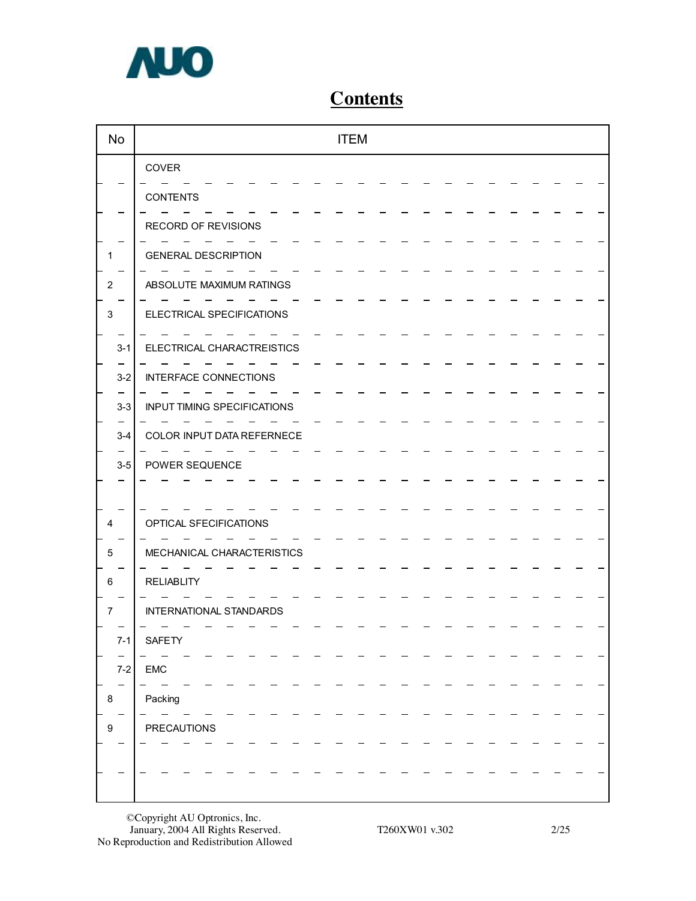# Contents

| No | ITEM |
|---|---|
| | COVER |
| | CONTENTS |
| | RECORD OF REVISIONS |
| 1 | GENERAL DESCRIPTION |
| 2 | ABSOLUTE MAXIMUM RATINGS |
| 3 | ELECTRICAL SPECIFICATIONS |
| 3-1 | ELECTRICAL CHARACTREISTICS |
| 3-2 | INTERFACE CONNECTIONS |
| 3-3 | INPUT TIMING SPECIFICATIONS |
| 3-4 | COLOR INPUT DATA REFERNECE |
| 3-5 | POWER SEQUENCE |
| | |
| 4 | OPTICAL SFECIFICATIONS |
| 5 | MECHANICAL CHARACTERISTICS |
| 6 | RELIABLITY |
| 7 | INTERNATIONAL STANDARDS |
| 7-1 | SAFETY |
| 7-2 | EMC |
| 8 | Packing |
| 9 | PRECAUTIONS |
| | |
| | |

©Copyright AU Optronics, Inc.
January, 2004 All Rights Reserved.
No Reproduction and Redistribution Allowed

T260XW01 v.302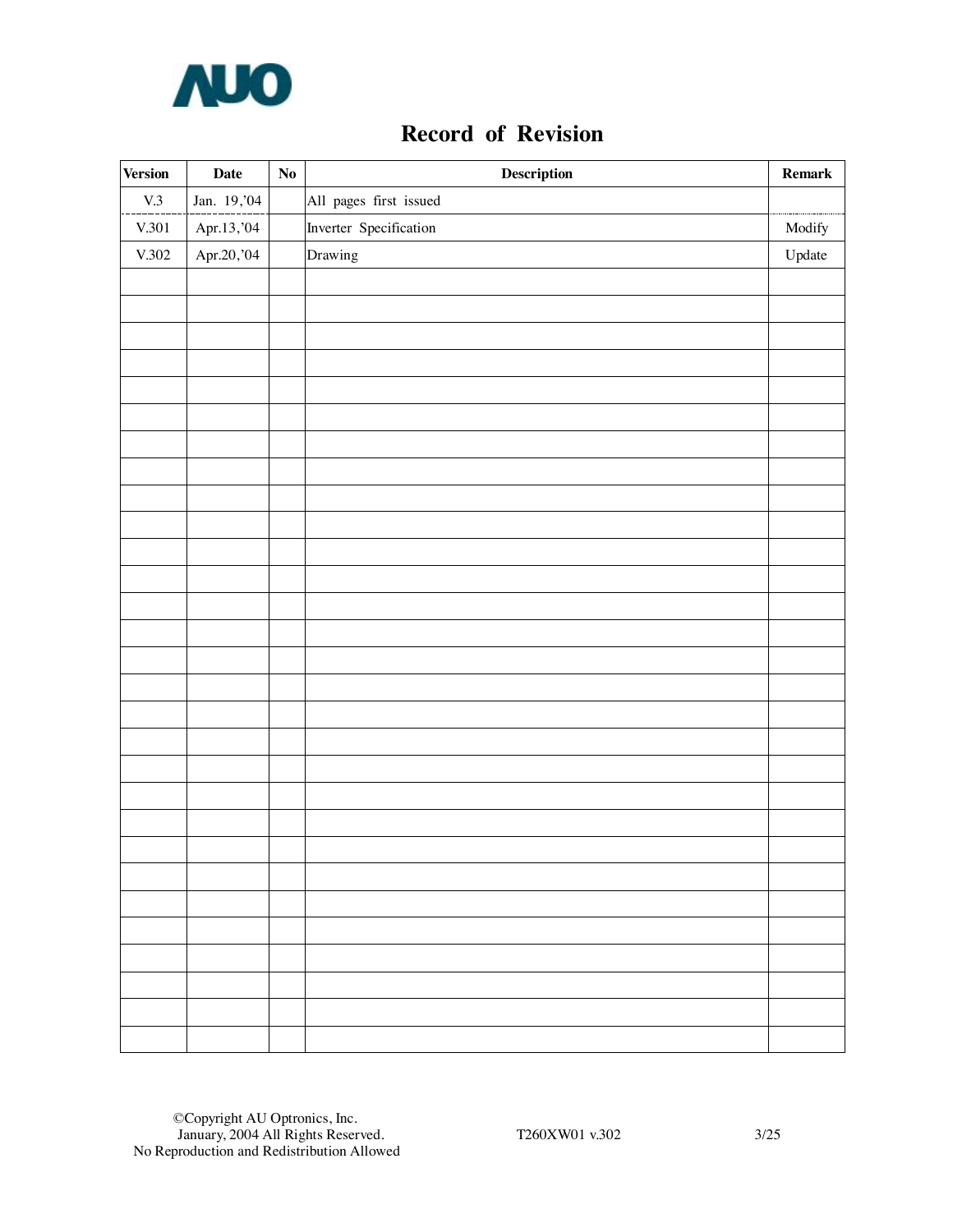# Record of Revision

| Version | Date | No | Description | Remark |
|---|---|---|---|---|
| V.3 | Jan. 19,'04 | | All pages first issued | |
| V.301 | Apr.13,'04 | | Inverter Specification | Modify |
| V.302 | Apr.20,'04 | | Drawing | Update |
| | | | | |
| | | | | |
| | | | | |
| | | | | |
| | | | | |
| | | | | |
| | | | | |
| | | | | |
| | | | | |
| | | | | |
| | | | | |
| | | | | |
| | | | | |
| | | | | |
| | | | | |
| | | | | |
| | | | | |
| | | | | |
| | | | | |
| | | | | |
| | | | | |
| | | | | |
| | | | | |
| | | | | |
| | | | | |
| | | | | |
| | | | | |
| | | | | |

©Copyright AU Optronics, Inc.
January, 2004 All Rights Reserved.
No Reproduction and Redistribution Allowed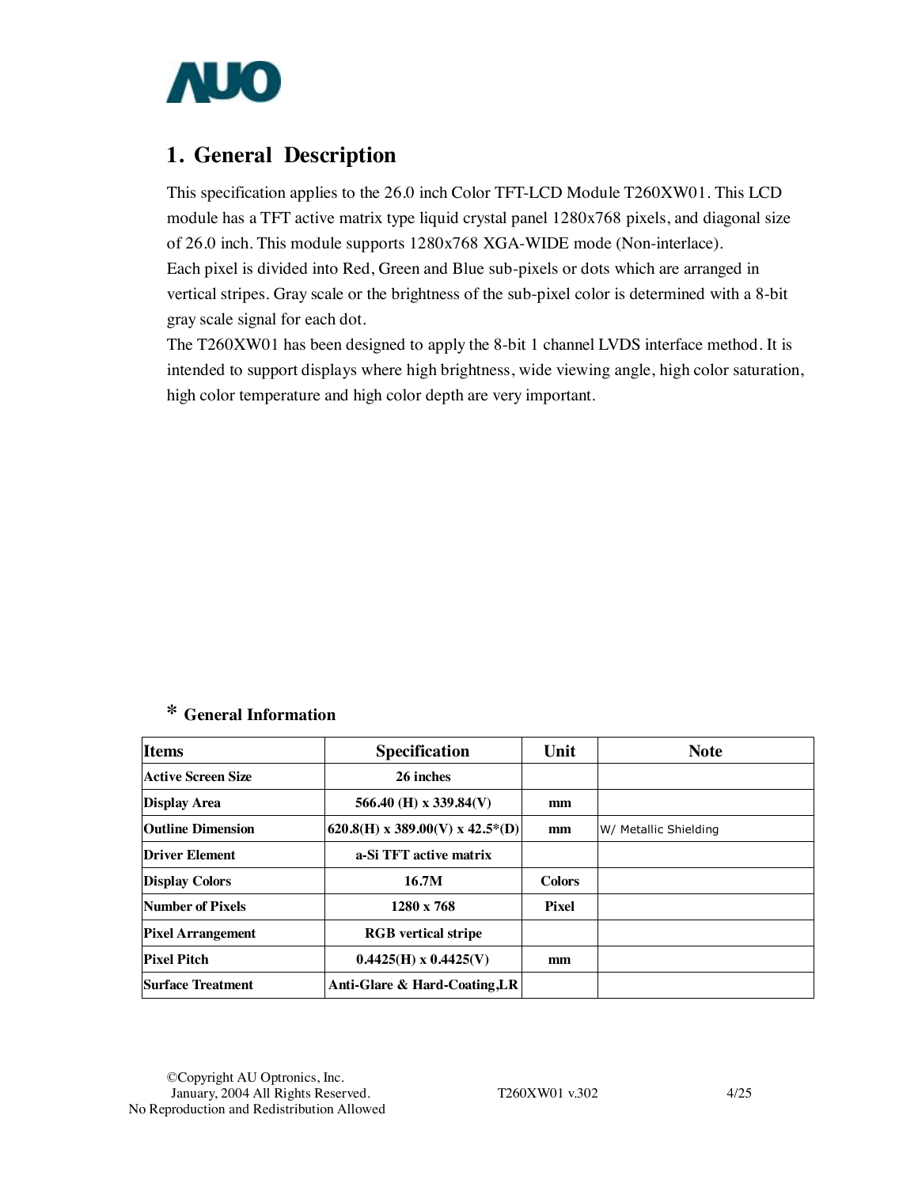# 1. General Description

This specification applies to the 26.0 inch Color TFT-LCD Module T260XW01. This LCD module has a TFT active matrix type liquid crystal panel 1280x768 pixels, and diagonal size of 26.0 inch. This module supports 1280x768 XGA-WIDE mode (Non-interlace).

Each pixel is divided into Red, Green and Blue sub-pixels or dots which are arranged in vertical stripes. Gray scale or the brightness of the sub-pixel color is determined with a 8-bit gray scale signal for each dot.

The T260XW01 has been designed to apply the 8-bit 1 channel LVDS interface method. It is intended to support displays where high brightness, wide viewing angle, high color saturation, high color temperature and high color depth are very important.

## * General Information

| Items | Specification | Unit | Note |
|---|---|---|---|
| **Active Screen Size** | **26 inches** | | |
| **Display Area** | **566.40 (H) x 339.84(V)** | **mm** | |
| **Outline Dimension** | **620.8(H) x 389.00(V) x 42.5*(D)** | **mm** | W/ Metallic Shielding |
| **Driver Element** | **a-Si TFT active matrix** | | |
| **Display Colors** | **16.7M** | **Colors** | |
| **Number of Pixels** | **1280 x 768** | **Pixel** | |
| **Pixel Arrangement** | **RGB vertical stripe** | | |
| **Pixel Pitch** | **0.4425(H) x 0.4425(V)** | **mm** | |
| **Surface Treatment** | **Anti-Glare & Hard-Coating,LR** | | |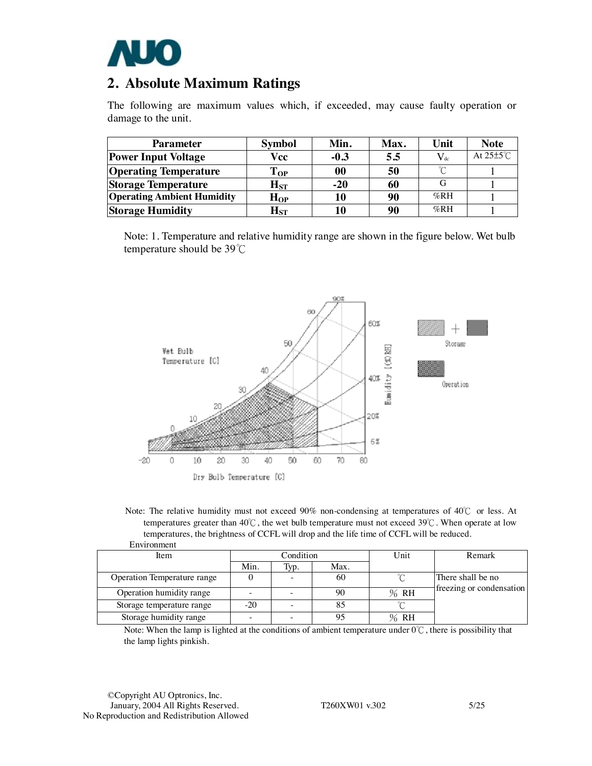## 2. Absolute Maximum Ratings

The following are maximum values which, if exceeded, may cause faulty operation or damage to the unit.

| Parameter | Symbol | Min. | Max. | Unit | Note |
|---|---|---|---|---|---|
| **Power Input Voltage** | **Vcc** | **-0.3** | **5.5** | $V_{dc}$ | At 25±5℃ |
| **Operating Temperature** | $T_{OP}$ | **00** | **50** | ℃ | 1 |
| **Storage Temperature** | $H_{ST}$ | **-20** | **60** | G | 1 |
| **Operating Ambient Humidity** | $H_{OP}$ | **10** | **90** | %RH | 1 |
| **Storage Humidity** | $H_{ST}$ | **10** | **90** | %RH | 1 |

Note: 1. Temperature and relative humidity range are shown in the figure below. Wet bulb temperature should be 39℃

Note: The relative humidity must not exceed 90% non-condensing at temperatures of 40℃ or less. At temperatures greater than 40℃, the wet bulb temperature must not exceed 39℃. When operate at low temperatures, the brightness of CCFL will drop and the life time of CCFL will be reduced.

Environment

| Item | Condition | | | Unit | Remark |
|---|---|---|---|---|---|
| | Min. | Typ. | Max. | | |
| Operation Temperature range | 0 | - | 60 | ℃ | There shall be no freezing or condensation |
| Operation humidity range | - | - | 90 | % RH | |
| Storage temperature range | -20 | - | 85 | ℃ | |
| Storage humidity range | - | - | 95 | % RH | |

Note: When the lamp is lighted at the conditions of ambient temperature under 0℃, there is possibility that the lamp lights pinkish.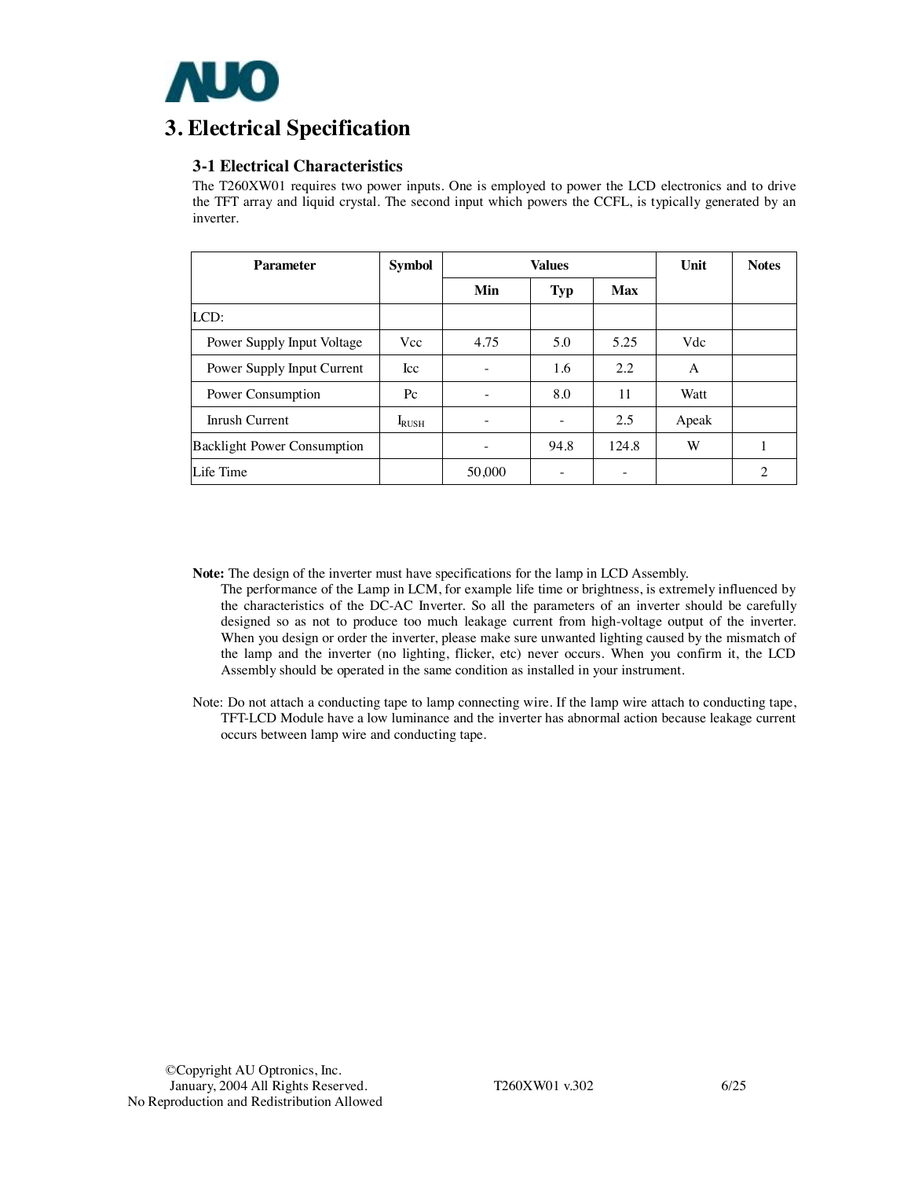# 3. Electrical Specification

## 3-1 Electrical Characteristics

The T260XW01 requires two power inputs. One is employed to power the LCD electronics and to drive the TFT array and liquid crystal. The second input which powers the CCFL, is typically generated by an inverter.

| Parameter | Symbol | Values | | | Unit | Notes |
|---|---|---|---|---|---|---|
| | | Min | Typ | Max | | |
| LCD: | | | | | | |
| Power Supply Input Voltage | Vcc | 4.75 | 5.0 | 5.25 | Vdc | |
| Power Supply Input Current | Icc | - | 1.6 | 2.2 | A | |
| Power Consumption | Pc | - | 8.0 | 11 | Watt | |
| Inrush Current | $I_{RUSH}$ | - | - | 2.5 | Apeak | |
| Backlight Power Consumption | | - | 94.8 | 124.8 | W | 1 |
| Life Time | | 50,000 | - | - | | 2 |

**Note:** The design of the inverter must have specifications for the lamp in LCD Assembly.
The performance of the Lamp in LCM, for example life time or brightness, is extremely influenced by the characteristics of the DC-AC Inverter. So all the parameters of an inverter should be carefully designed so as not to produce too much leakage current from high-voltage output of the inverter. When you design or order the inverter, please make sure unwanted lighting caused by the mismatch of the lamp and the inverter (no lighting, flicker, etc) never occurs. When you confirm it, the LCD Assembly should be operated in the same condition as installed in your instrument.

Note: Do not attach a conducting tape to lamp connecting wire. If the lamp wire attach to conducting tape, TFT-LCD Module have a low luminance and the inverter has abnormal action because leakage current occurs between lamp wire and conducting tape.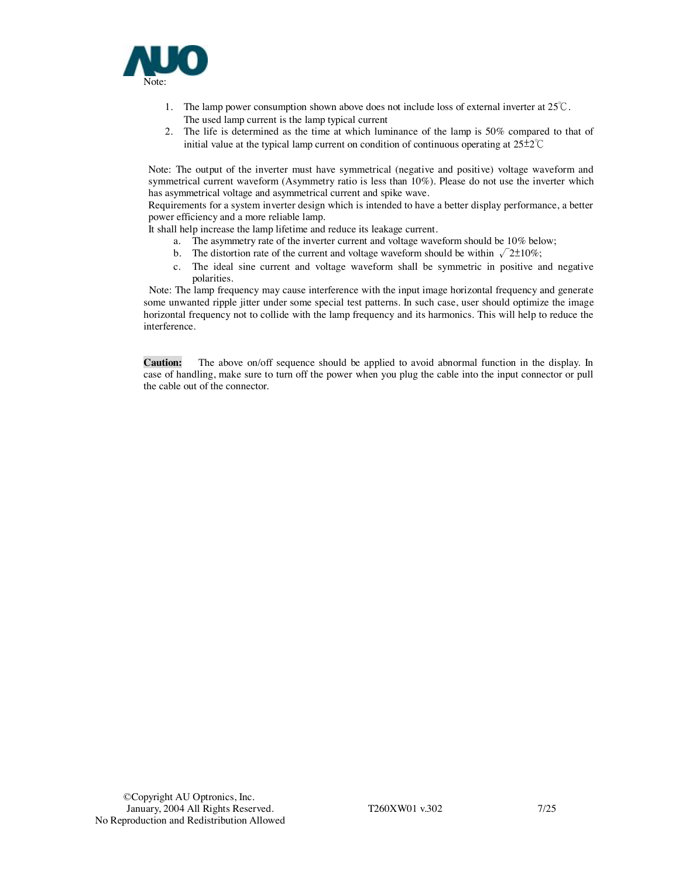Note:

1. The lamp power consumption shown above does not include loss of external inverter at 25℃. The used lamp current is the lamp typical current
2. The life is determined as the time at which luminance of the lamp is 50% compared to that of initial value at the typical lamp current on condition of continuous operating at 25±2℃

Note: The output of the inverter must have symmetrical (negative and positive) voltage waveform and symmetrical current waveform (Asymmetry ratio is less than 10%). Please do not use the inverter which has asymmetrical voltage and asymmetrical current and spike wave.
Requirements for a system inverter design which is intended to have a better display performance, a better power efficiency and a more reliable lamp.
It shall help increase the lamp lifetime and reduce its leakage current.

a. The asymmetry rate of the inverter current and voltage waveform should be 10% below;
b. The distortion rate of the current and voltage waveform should be within $\sqrt{2}\pm10\%$;
c. The ideal sine current and voltage waveform shall be symmetric in positive and negative polarities.

Note: The lamp frequency may cause interference with the input image horizontal frequency and generate some unwanted ripple jitter under some special test patterns. In such case, user should optimize the image horizontal frequency not to collide with the lamp frequency and its harmonics. This will help to reduce the interference.

**Caution:** The above on/off sequence should be applied to avoid abnormal function in the display. In case of handling, make sure to turn off the power when you plug the cable into the input connector or pull the cable out of the connector.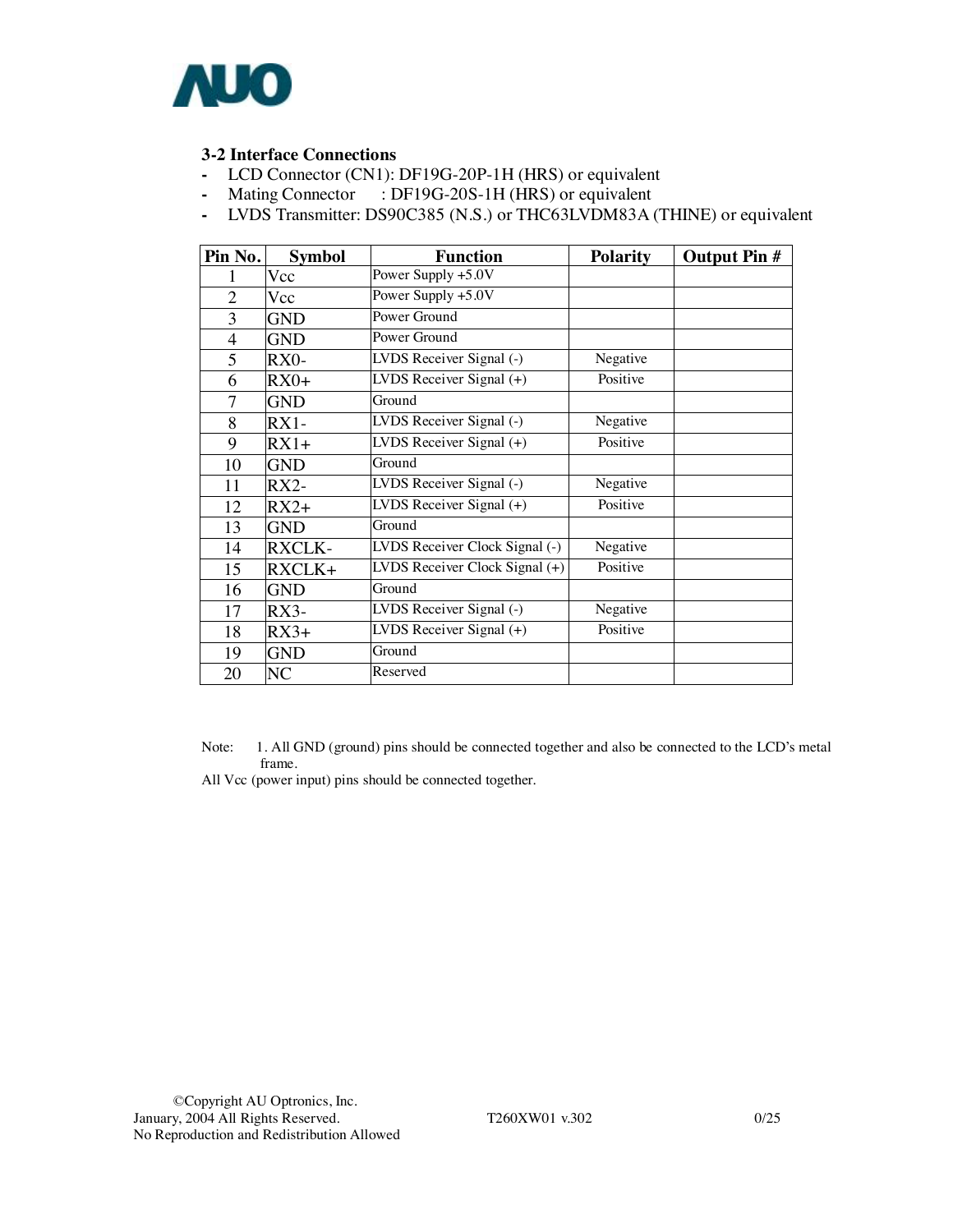### 3-2 Interface Connections

- LCD Connector (CN1): DF19G-20P-1H (HRS) or equivalent
- Mating Connector : DF19G-20S-1H (HRS) or equivalent
- LVDS Transmitter: DS90C385 (N.S.) or THC63LVDM83A (THINE) or equivalent

| Pin No. | Symbol | Function | Polarity | Output Pin # |
|---|---|---|---|---|
| 1 | Vcc | Power Supply +5.0V | | |
| 2 | Vcc | Power Supply +5.0V | | |
| 3 | GND | Power Ground | | |
| 4 | GND | Power Ground | | |
| 5 | RX0- | LVDS Receiver Signal (-) | Negative | |
| 6 | RX0+ | LVDS Receiver Signal (+) | Positive | |
| 7 | GND | Ground | | |
| 8 | RX1- | LVDS Receiver Signal (-) | Negative | |
| 9 | RX1+ | LVDS Receiver Signal (+) | Positive | |
| 10 | GND | Ground | | |
| 11 | RX2- | LVDS Receiver Signal (-) | Negative | |
| 12 | RX2+ | LVDS Receiver Signal (+) | Positive | |
| 13 | GND | Ground | | |
| 14 | RXCLK- | LVDS Receiver Clock Signal (-) | Negative | |
| 15 | RXCLK+ | LVDS Receiver Clock Signal (+) | Positive | |
| 16 | GND | Ground | | |
| 17 | RX3- | LVDS Receiver Signal (-) | Negative | |
| 18 | RX3+ | LVDS Receiver Signal (+) | Positive | |
| 19 | GND | Ground | | |
| 20 | NC | Reserved | | |

Note: 1. All GND (ground) pins should be connected together and also be connected to the LCD's metal frame.
All Vcc (power input) pins should be connected together.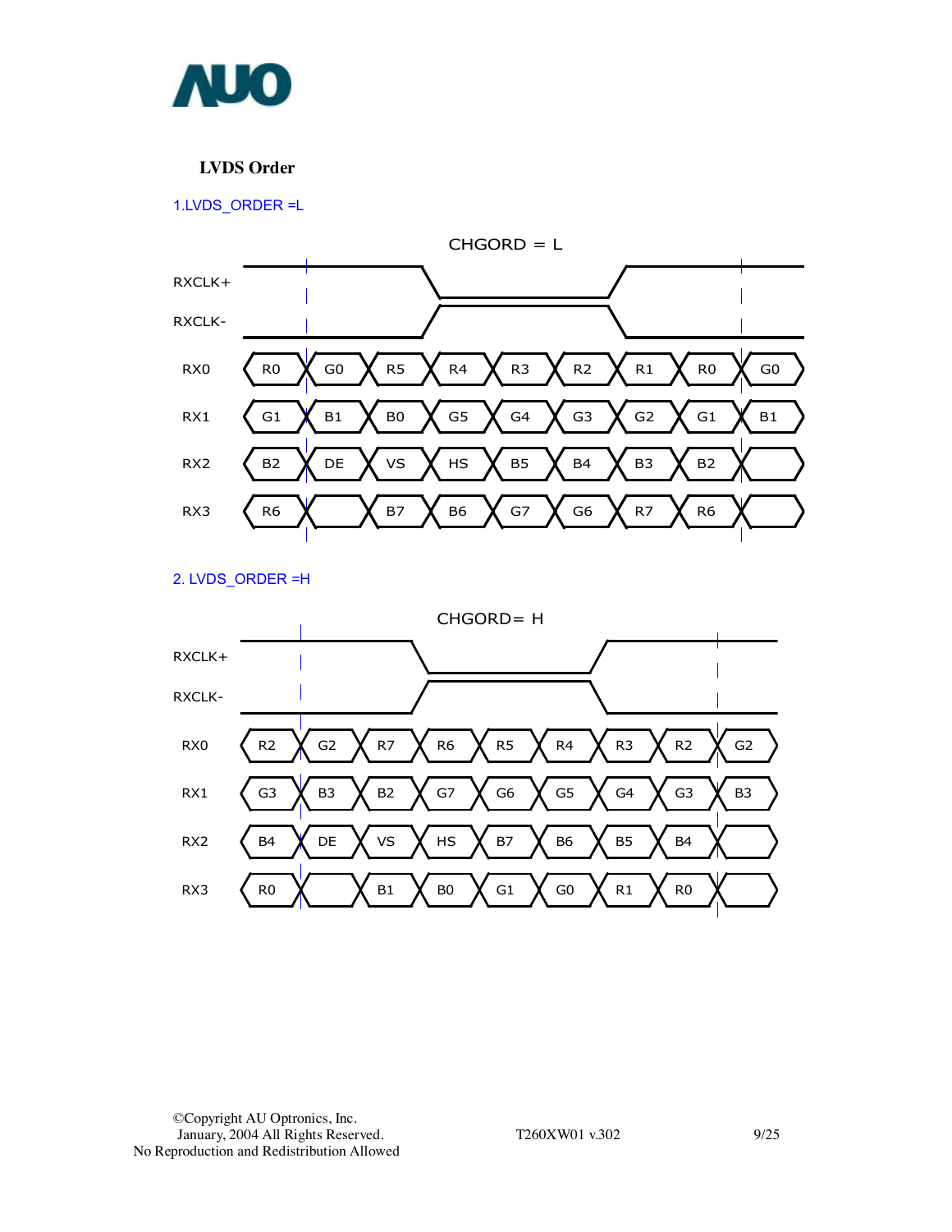**LVDS Order**

1.LVDS_ORDER =L

CHGORD = L

| | | | | | | | | | |
|---|---|---|---|---|---|---|---|---|---|
| RX0 | R0 | G0 | R5 | R4 | R3 | R2 | R1 | R0 | G0 |
| RX1 | G1 | B1 | B0 | G5 | G4 | G3 | G2 | G1 | B1 |
| RX2 | B2 | DE | VS | HS | B5 | B4 | B3 | B2 | |
| RX3 | R6 | | B7 | B6 | G7 | G6 | R7 | R6 | |

2. LVDS_ORDER =H

CHGORD= H

| | | | | | | | | | |
|---|---|---|---|---|---|---|---|---|---|
| RX0 | R2 | G2 | R7 | R6 | R5 | R4 | R3 | R2 | G2 |
| RX1 | G3 | B3 | B2 | G7 | G6 | G5 | G4 | G3 | B3 |
| RX2 | B4 | DE | VS | HS | B7 | B6 | B5 | B4 | |
| RX3 | R0 | | B1 | B0 | G1 | G0 | R1 | R0 | |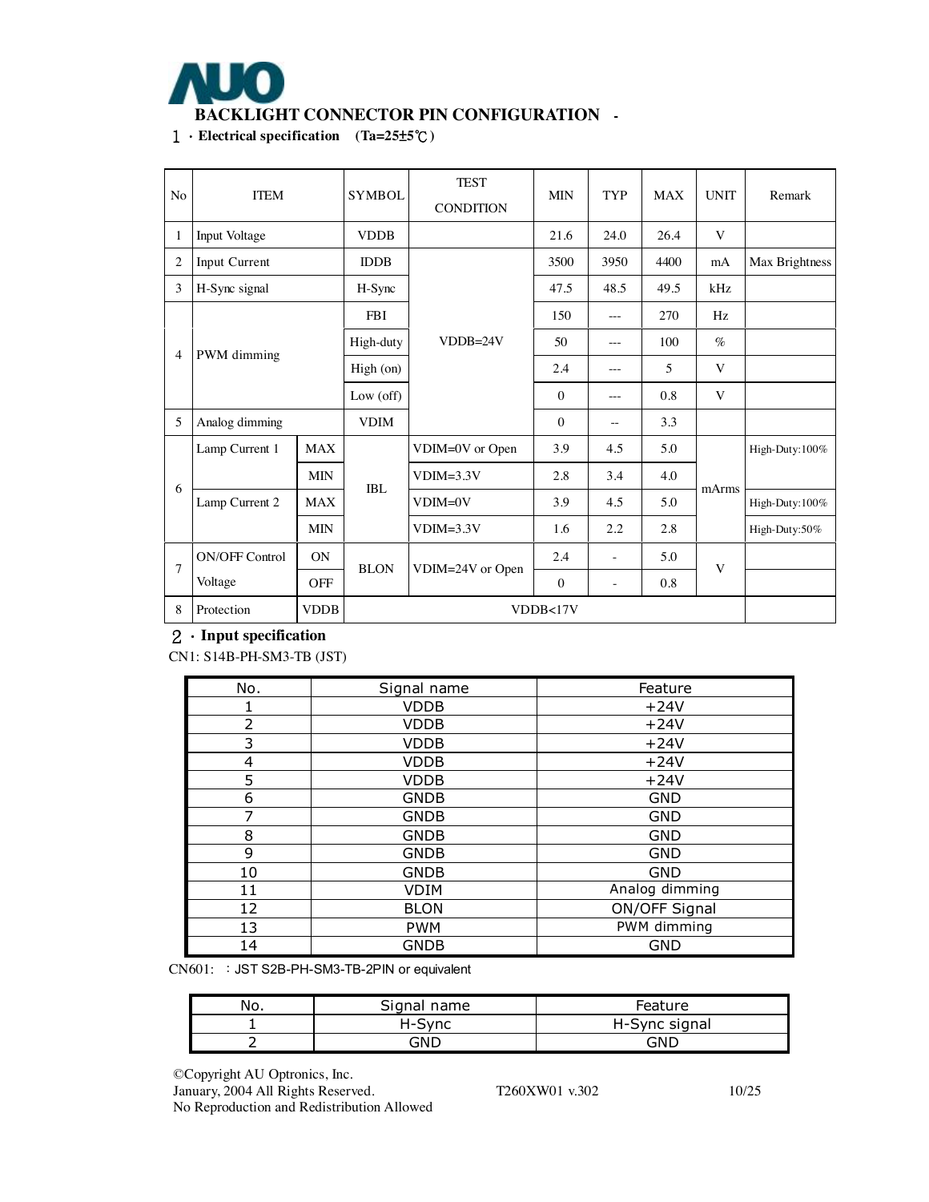## BACKLIGHT CONNECTOR PIN CONFIGURATION -

**1 · Electrical specification (Ta=25±5℃)**

| No | ITEM | | SYMBOL | TEST CONDITION | MIN | TYP | MAX | UNIT | Remark |
|---|---|---|---|---|---|---|---|---|---|
| 1 | Input Voltage | | VDDB | | 21.6 | 24.0 | 26.4 | V | |
| 2 | Input Current | | IDDB | VDDB=24V | 3500 | 3950 | 4400 | mA | Max Brightness |
| 3 | H-Sync signal | | H-Sync | | 47.5 | 48.5 | 49.5 | kHz | |
| 4 | PWM dimming | | FBI | | 150 | --- | 270 | Hz | |
| | | | High-duty | | 50 | --- | 100 | % | |
| | | | High (on) | | 2.4 | --- | 5 | V | |
| | | | Low (off) | | 0 | --- | 0.8 | V | |
| 5 | Analog dimming | | VDIM | | 0 | -- | 3.3 | | |
| 6 | Lamp Current 1 | MAX | IBL | VDIM=0V or Open | 3.9 | 4.5 | 5.0 | mArms | High-Duty:100% |
| | | MIN | | VDIM=3.3V | 2.8 | 3.4 | 4.0 | | |
| | Lamp Current 2 | MAX | | VDIM=0V | 3.9 | 4.5 | 5.0 | | High-Duty:100% |
| | | MIN | | VDIM=3.3V | 1.6 | 2.2 | 2.8 | | High-Duty:50% |
| 7 | ON/OFF Control Voltage | ON | BLON | VDIM=24V or Open | 2.4 | - | 5.0 | V | |
| | | OFF | | | 0 | - | 0.8 | | |
| 8 | Protection | VDDB | VDDB<17V | | | | | | |

**2 · Input specification**

CN1: S14B-PH-SM3-TB (JST)

| No. | Signal name | Feature |
|---|---|---|
| 1 | VDDB | +24V |
| 2 | VDDB | +24V |
| 3 | VDDB | +24V |
| 4 | VDDB | +24V |
| 5 | VDDB | +24V |
| 6 | GNDB | GND |
| 7 | GNDB | GND |
| 8 | GNDB | GND |
| 9 | GNDB | GND |
| 10 | GNDB | GND |
| 11 | VDIM | Analog dimming |
| 12 | BLON | ON/OFF Signal |
| 13 | PWM | PWM dimming |
| 14 | GNDB | GND |

CN601: ：JST S2B-PH-SM3-TB-2PIN or equivalent

| No. | Signal name | Feature |
|---|---|---|
| 1 | H-Sync | H-Sync signal |
| 2 | GND | GND |

©Copyright AU Optronics, Inc.
January, 2004 All Rights Reserved.
No Reproduction and Redistribution Allowed

T260XW01 v.302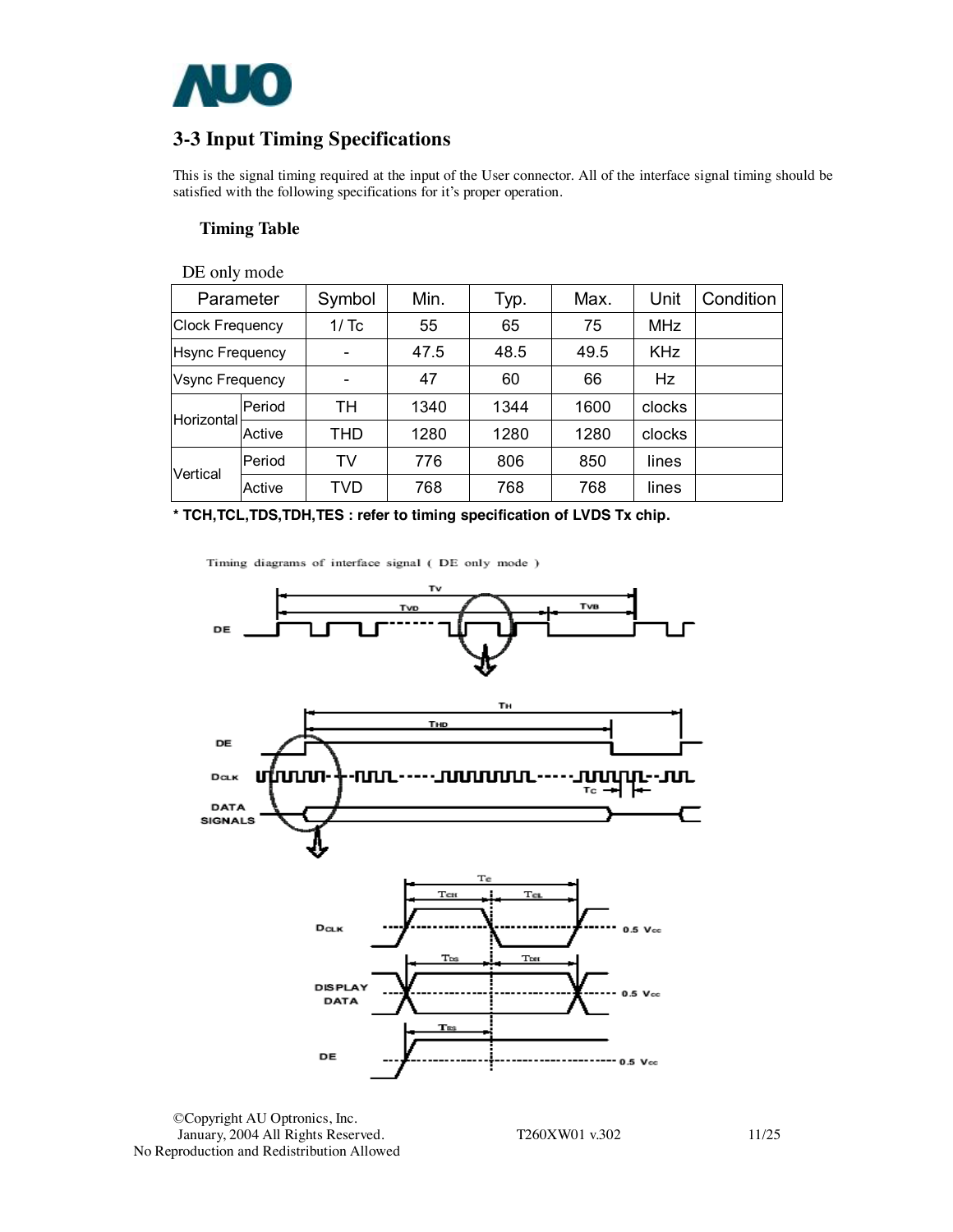## 3-3 Input Timing Specifications

This is the signal timing required at the input of the User connector. All of the interface signal timing should be satisfied with the following specifications for it's proper operation.

### Timing Table

DE only mode

| Parameter | | Symbol | Min. | Typ. | Max. | Unit | Condition |
|---|---|---|---|---|---|---|---|
| Clock Frequency | | 1/ Tc | 55 | 65 | 75 | MHz | |
| Hsync Frequency | | - | 47.5 | 48.5 | 49.5 | KHz | |
| Vsync Frequency | | - | 47 | 60 | 66 | Hz | |
| Horizontal | Period | TH | 1340 | 1344 | 1600 | clocks | |
| | Active | THD | 1280 | 1280 | 1280 | clocks | |
| Vertical | Period | TV | 776 | 806 | 850 | lines | |
| | Active | TVD | 768 | 768 | 768 | lines | |

**\* TCH,TCL,TDS,TDH,TES : refer to timing specification of LVDS Tx chip.**

Timing diagrams of interface signal ( DE only mode )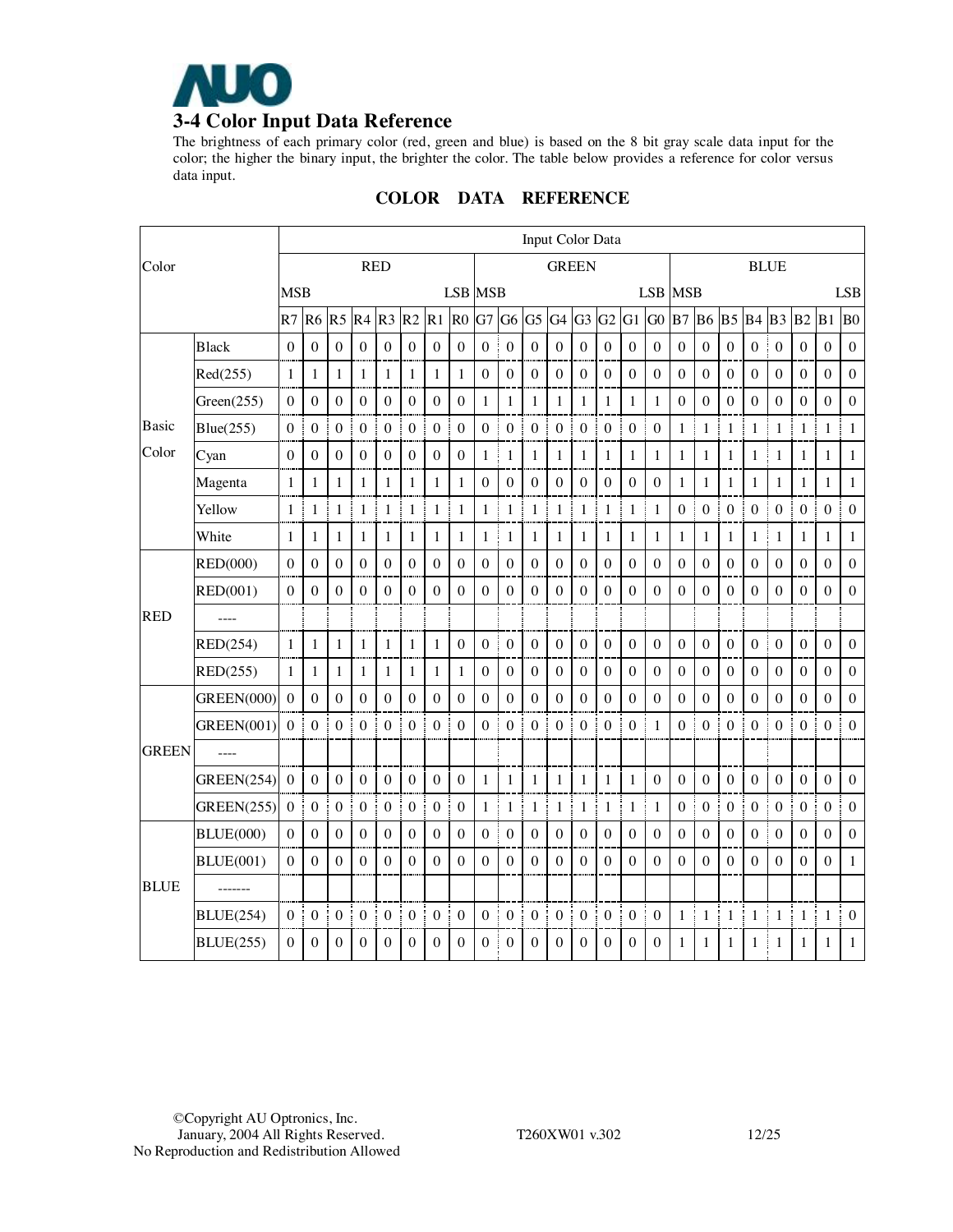## 3-4 Color Input Data Reference

The brightness of each primary color (red, green and blue) is based on the 8 bit gray scale data input for the color; the higher the binary input, the brighter the color. The table below provides a reference for color versus data input.

**COLOR DATA REFERENCE**

| Color | | Input Color Data | | | | | | | | | | | | | | | | | | | | | | | |
|---|---|---|---|---|---|---|---|---|---|---|---|---|---|---|---|---|---|---|---|---|---|---|---|---|---|
| | | RED | | | | | | | | GREEN | | | | | | | | BLUE | | | | | | | |
| | | MSB | | | | | | | LSB | MSB | | | | | | | LSB | MSB | | | | | | | LSB |
| | | R7 | R6 | R5 | R4 | R3 | R2 | R1 | R0 | G7 | G6 | G5 | G4 | G3 | G2 | G1 | G0 | B7 | B6 | B5 | B4 | B3 | B2 | B1 | B0 |
| Basic Color | Black | 0 | 0 | 0 | 0 | 0 | 0 | 0 | 0 | 0 | 0 | 0 | 0 | 0 | 0 | 0 | 0 | 0 | 0 | 0 | 0 | 0 | 0 | 0 | 0 |
| | Red(255) | 1 | 1 | 1 | 1 | 1 | 1 | 1 | 1 | 0 | 0 | 0 | 0 | 0 | 0 | 0 | 0 | 0 | 0 | 0 | 0 | 0 | 0 | 0 | 0 |
| | Green(255) | 0 | 0 | 0 | 0 | 0 | 0 | 0 | 0 | 1 | 1 | 1 | 1 | 1 | 1 | 1 | 1 | 0 | 0 | 0 | 0 | 0 | 0 | 0 | 0 |
| | Blue(255) | 0 | 0 | 0 | 0 | 0 | 0 | 0 | 0 | 0 | 0 | 0 | 0 | 0 | 0 | 0 | 0 | 1 | 1 | 1 | 1 | 1 | 1 | 1 | 1 |
| | Cyan | 0 | 0 | 0 | 0 | 0 | 0 | 0 | 0 | 1 | 1 | 1 | 1 | 1 | 1 | 1 | 1 | 1 | 1 | 1 | 1 | 1 | 1 | 1 | 1 |
| | Magenta | 1 | 1 | 1 | 1 | 1 | 1 | 1 | 1 | 0 | 0 | 0 | 0 | 0 | 0 | 0 | 0 | 1 | 1 | 1 | 1 | 1 | 1 | 1 | 1 |
| | Yellow | 1 | 1 | 1 | 1 | 1 | 1 | 1 | 1 | 1 | 1 | 1 | 1 | 1 | 1 | 1 | 1 | 0 | 0 | 0 | 0 | 0 | 0 | 0 | 0 |
| | White | 1 | 1 | 1 | 1 | 1 | 1 | 1 | 1 | 1 | 1 | 1 | 1 | 1 | 1 | 1 | 1 | 1 | 1 | 1 | 1 | 1 | 1 | 1 | 1 |
| RED | RED(000) | 0 | 0 | 0 | 0 | 0 | 0 | 0 | 0 | 0 | 0 | 0 | 0 | 0 | 0 | 0 | 0 | 0 | 0 | 0 | 0 | 0 | 0 | 0 | 0 |
| | RED(001) | 0 | 0 | 0 | 0 | 0 | 0 | 0 | 0 | 0 | 0 | 0 | 0 | 0 | 0 | 0 | 0 | 0 | 0 | 0 | 0 | 0 | 0 | 0 | 0 |
| | ---- | | | | | | | | | | | | | | | | | | | | | | | | |
| | RED(254) | 1 | 1 | 1 | 1 | 1 | 1 | 1 | 0 | 0 | 0 | 0 | 0 | 0 | 0 | 0 | 0 | 0 | 0 | 0 | 0 | 0 | 0 | 0 | 0 |
| | RED(255) | 1 | 1 | 1 | 1 | 1 | 1 | 1 | 1 | 0 | 0 | 0 | 0 | 0 | 0 | 0 | 0 | 0 | 0 | 0 | 0 | 0 | 0 | 0 | 0 |
| GREEN | GREEN(000) | 0 | 0 | 0 | 0 | 0 | 0 | 0 | 0 | 0 | 0 | 0 | 0 | 0 | 0 | 0 | 0 | 0 | 0 | 0 | 0 | 0 | 0 | 0 | 0 |
| | GREEN(001) | 0 | 0 | 0 | 0 | 0 | 0 | 0 | 0 | 0 | 0 | 0 | 0 | 0 | 0 | 0 | 1 | 0 | 0 | 0 | 0 | 0 | 0 | 0 | 0 |
| | ---- | | | | | | | | | | | | | | | | | | | | | | | | |
| | GREEN(254) | 0 | 0 | 0 | 0 | 0 | 0 | 0 | 0 | 1 | 1 | 1 | 1 | 1 | 1 | 1 | 0 | 0 | 0 | 0 | 0 | 0 | 0 | 0 | 0 |
| | GREEN(255) | 0 | 0 | 0 | 0 | 0 | 0 | 0 | 0 | 1 | 1 | 1 | 1 | 1 | 1 | 1 | 1 | 0 | 0 | 0 | 0 | 0 | 0 | 0 | 0 |
| BLUE | BLUE(000) | 0 | 0 | 0 | 0 | 0 | 0 | 0 | 0 | 0 | 0 | 0 | 0 | 0 | 0 | 0 | 0 | 0 | 0 | 0 | 0 | 0 | 0 | 0 | 0 |
| | BLUE(001) | 0 | 0 | 0 | 0 | 0 | 0 | 0 | 0 | 0 | 0 | 0 | 0 | 0 | 0 | 0 | 0 | 0 | 0 | 0 | 0 | 0 | 0 | 0 | 1 |
| | ------- | | | | | | | | | | | | | | | | | | | | | | | | |
| | BLUE(254) | 0 | 0 | 0 | 0 | 0 | 0 | 0 | 0 | 0 | 0 | 0 | 0 | 0 | 0 | 0 | 0 | 1 | 1 | 1 | 1 | 1 | 1 | 1 | 0 |
| | BLUE(255) | 0 | 0 | 0 | 0 | 0 | 0 | 0 | 0 | 0 | 0 | 0 | 0 | 0 | 0 | 0 | 0 | 1 | 1 | 1 | 1 | 1 | 1 | 1 | 1 |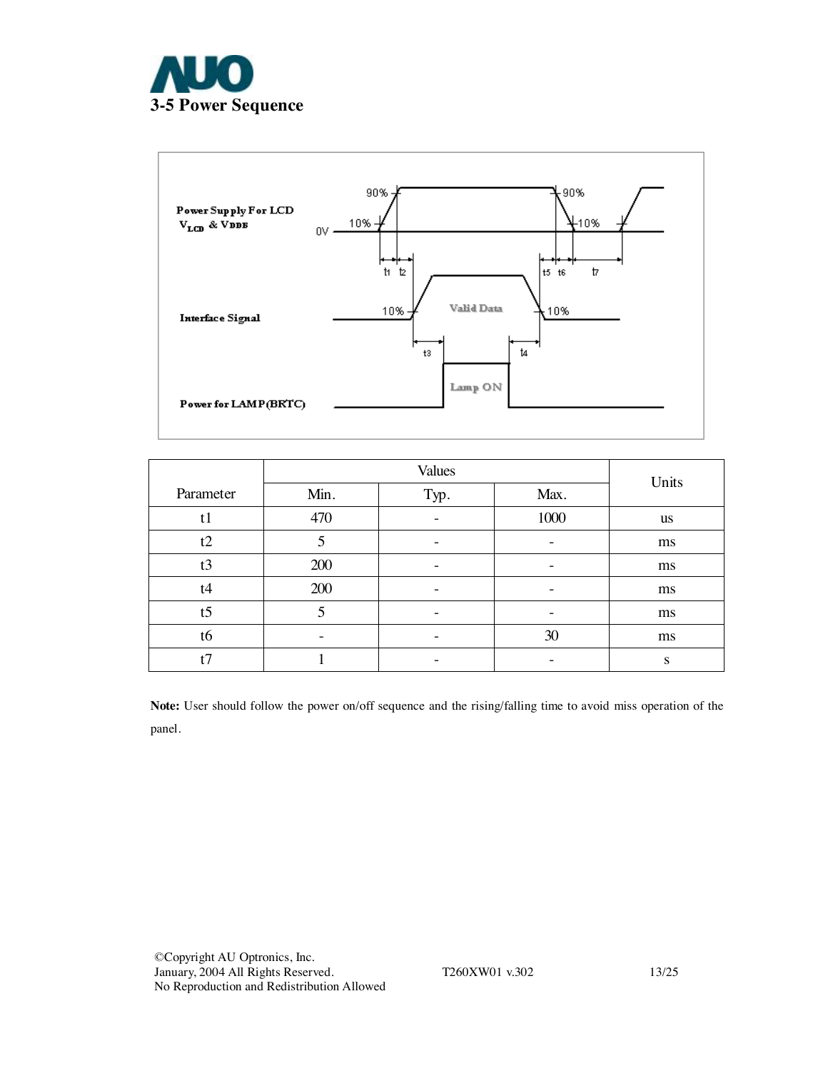## 3-5 Power Sequence

Power Supply For LCD $V_{LCD}$ & $V_{DDB}$

Interface Signal

Power for LAMP(BRTC)

| Parameter | Values | | | Units |
|---|---|---|---|---|
| | Min. | Typ. | Max. | |
| t1 | 470 | - | 1000 | us |
| t2 | 5 | - | - | ms |
| t3 | 200 | - | - | ms |
| t4 | 200 | - | - | ms |
| t5 | 5 | - | - | ms |
| t6 | - | - | 30 | ms |
| t7 | 1 | - | - | s |

**Note:** User should follow the power on/off sequence and the rising/falling time to avoid miss operation of the panel.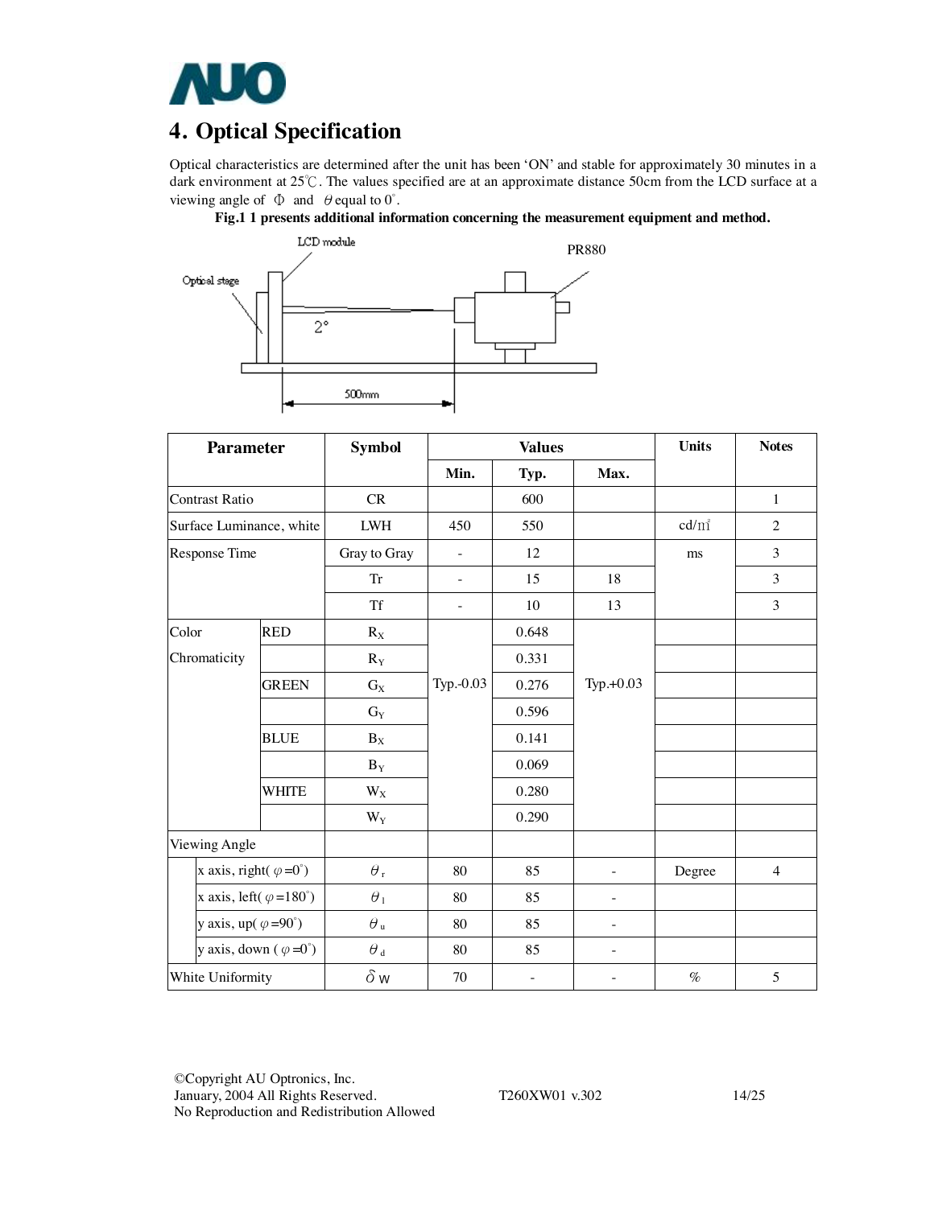# 4. Optical Specification

Optical characteristics are determined after the unit has been 'ON' and stable for approximately 30 minutes in a dark environment at 25℃. The values specified are at an approximate distance 50cm from the LCD surface at a viewing angle of Φ and θ equal to 0°.

**Fig.1 1 presents additional information concerning the measurement equipment and method.**

LCD module

PR880

Optical stage

2°

500mm

| Parameter | | Symbol | Values | | | Units | Notes |
|---|---|---|---|---|---|---|---|
| | | | Min. | Typ. | Max. | | |
| Contrast Ratio | | CR | | 600 | | | 1 |
| Surface Luminance, white | | LWH | 450 | 550 | | cd/m² | 2 |
| Response Time | | Gray to Gray | - | 12 | | ms | 3 |
| | | Tr | - | 15 | 18 | | 3 |
| | | Tf | - | 10 | 13 | | 3 |
| Color Chromaticity | RED | $R_X$ | Typ.-0.03 | 0.648 | Typ.+0.03 | | |
| | | $R_Y$ | | 0.331 | | | |
| | GREEN | $G_X$ | | 0.276 | | | |
| | | $G_Y$ | | 0.596 | | | |
| | BLUE | $B_X$ | | 0.141 | | | |
| | | $B_Y$ | | 0.069 | | | |
| | WHITE | $W_X$ | | 0.280 | | | |
| | | $W_Y$ | | 0.290 | | | |
| Viewing Angle | | | | | | | |
| | x axis, right( $\varphi$=0°) | $\theta_r$ | 80 | 85 | - | Degree | 4 |
| | x axis, left( $\varphi$=180°) | $\theta_l$ | 80 | 85 | - | | |
| | y axis, up( $\varphi$=90°) | $\theta_u$ | 80 | 85 | - | | |
| | y axis, down ( $\varphi$=0°) | $\theta_d$ | 80 | 85 | - | | |
| White Uniformity | | $\delta_W$ | 70 | - | - | % | 5 |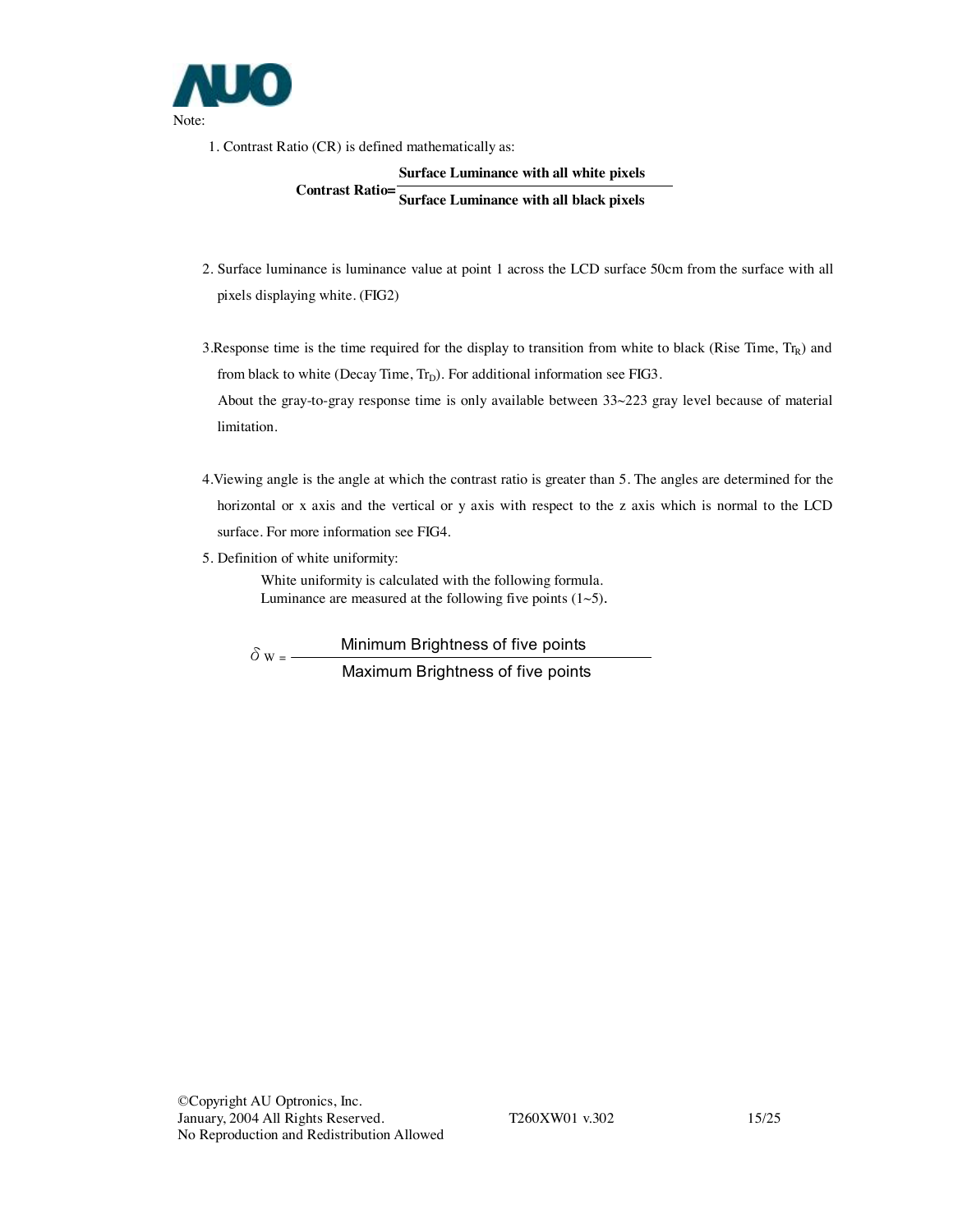Note:

1. Contrast Ratio (CR) is defined mathematically as:

$$\textbf{Contrast Ratio} = \frac{\textbf{Surface Luminance with all white pixels}}{\textbf{Surface Luminance with all black pixels}}$$

2. Surface luminance is luminance value at point 1 across the LCD surface 50cm from the surface with all pixels displaying white. (FIG2)

3. Response time is the time required for the display to transition from white to black (Rise Time, $Tr_R$) and from black to white (Decay Time, $Tr_D$). For additional information see FIG3.
   About the gray-to-gray response time is only available between 33~223 gray level because of material limitation.

4. Viewing angle is the angle at which the contrast ratio is greater than 5. The angles are determined for the horizontal or x axis and the vertical or y axis with respect to the z axis which is normal to the LCD surface. For more information see FIG4.

5. Definition of white uniformity:
   White uniformity is calculated with the following formula.
   Luminance are measured at the following five points (1~5).

$$\delta_W = \frac{\text{Minimum Brightness of five points}}{\text{Maximum Brightness of five points}}$$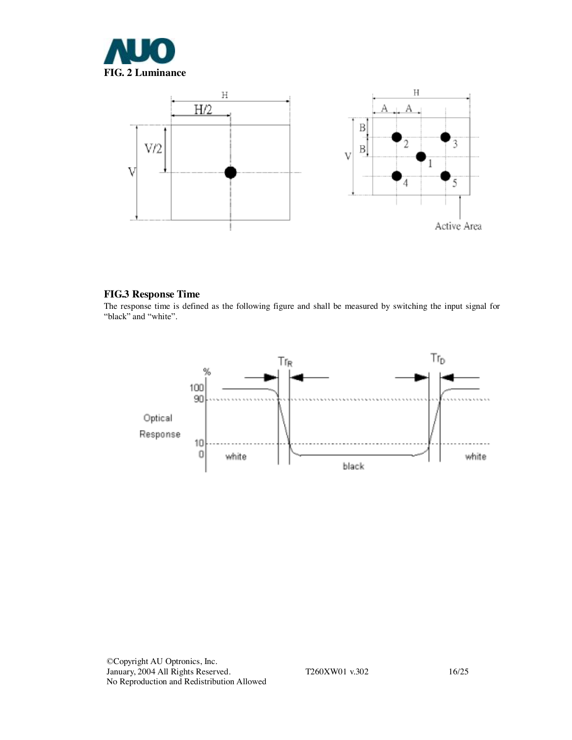**FIG. 2 Luminance**

**FIG.3 Response Time**

The response time is defined as the following figure and shall be measured by switching the input signal for "black" and "white".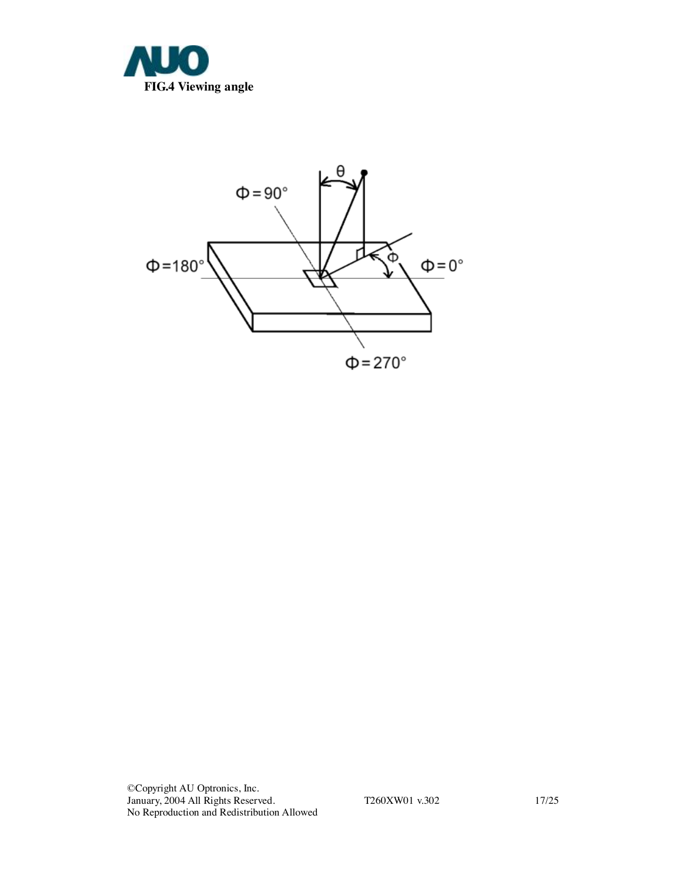**FIG.4 Viewing angle**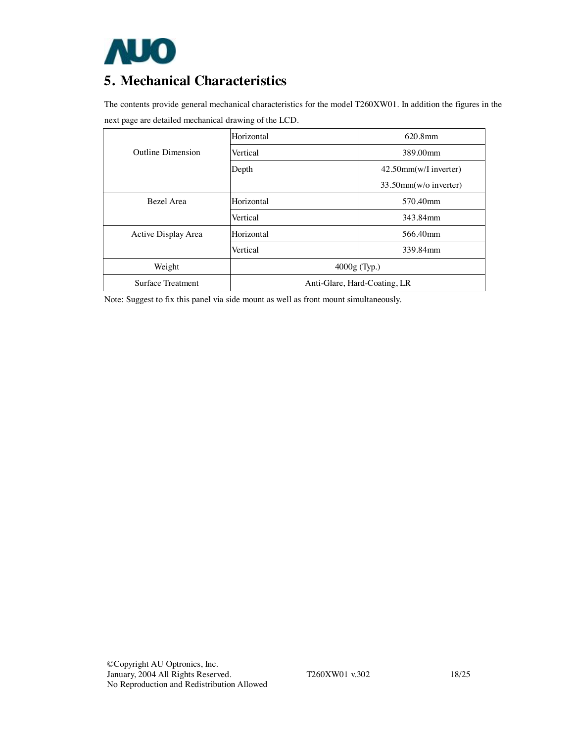## 5. Mechanical Characteristics

The contents provide general mechanical characteristics for the model T260XW01. In addition the figures in the next page are detailed mechanical drawing of the LCD.

| | | |
|---|---|---|
| Outline Dimension | Horizontal | 620.8mm |
| | Vertical | 389.00mm |
| | Depth | 42.50mm(w/I inverter)<br>33.50mm(w/o inverter) |
| Bezel Area | Horizontal | 570.40mm |
| | Vertical | 343.84mm |
| Active Display Area | Horizontal | 566.40mm |
| | Vertical | 339.84mm |
| Weight | 4000g (Typ.) | |
| Surface Treatment | Anti-Glare, Hard-Coating, LR | |

Note: Suggest to fix this panel via side mount as well as front mount simultaneously.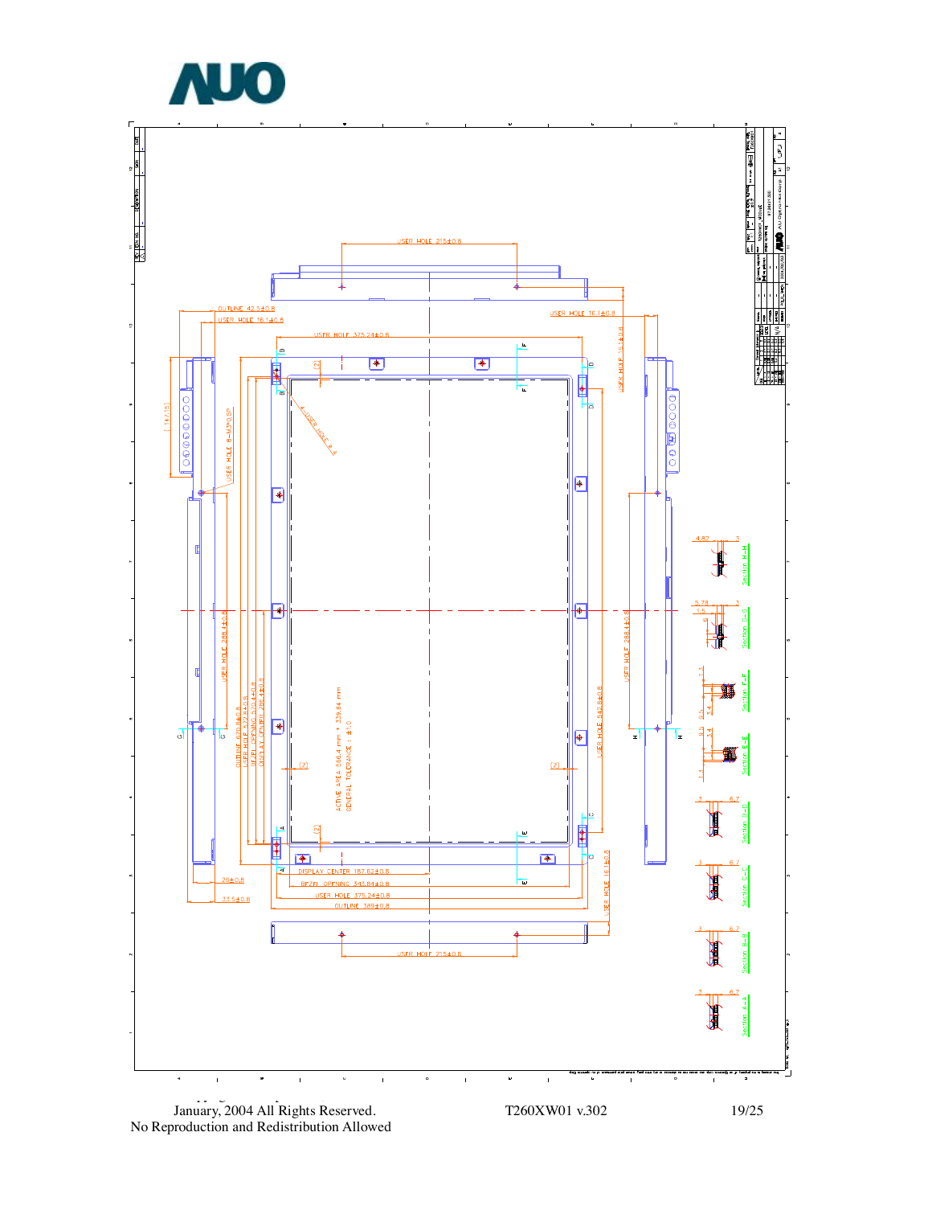USER HOLE 215±0.8

OUTLINE 42.5±0.8

USER HOLE 16.1±0.8

USER HOLE 375.24±0.8

USER HOLE 16.1±0.8

USER HOLE 16.1±0.8

USER HOLE 8-M3*0.5P

4-USER HOLE φ 4

USER HOLE 288.4±0.8

OUTLINE 600.4±0.8

USER HOLE 572.8±0.8

BEZEL OPENING 570.4±0.8

DISPLAY CENTER 286.4±0.8

ACTIVE AREA 566.4 mm × 339.84 mm

GENERAL TOLERANCE : ±1.0

USER HOLE 288.4±0.8

USER HOLE 545.8±0.8

DISPLAY CENTER 187.62±0.8

BEZEL OPENING 343.84±0.8

USER HOLE 375.24±0.8

OUTLINE 389±0.8

USER HOLE 16.1±0.8

28±0.8

33.5±0.8

USER HOLE 215±0.8

Section H-H

Section G-G

Section F-F

Section E-E

Section D-D

Section C-C

Section B-B

Section A-A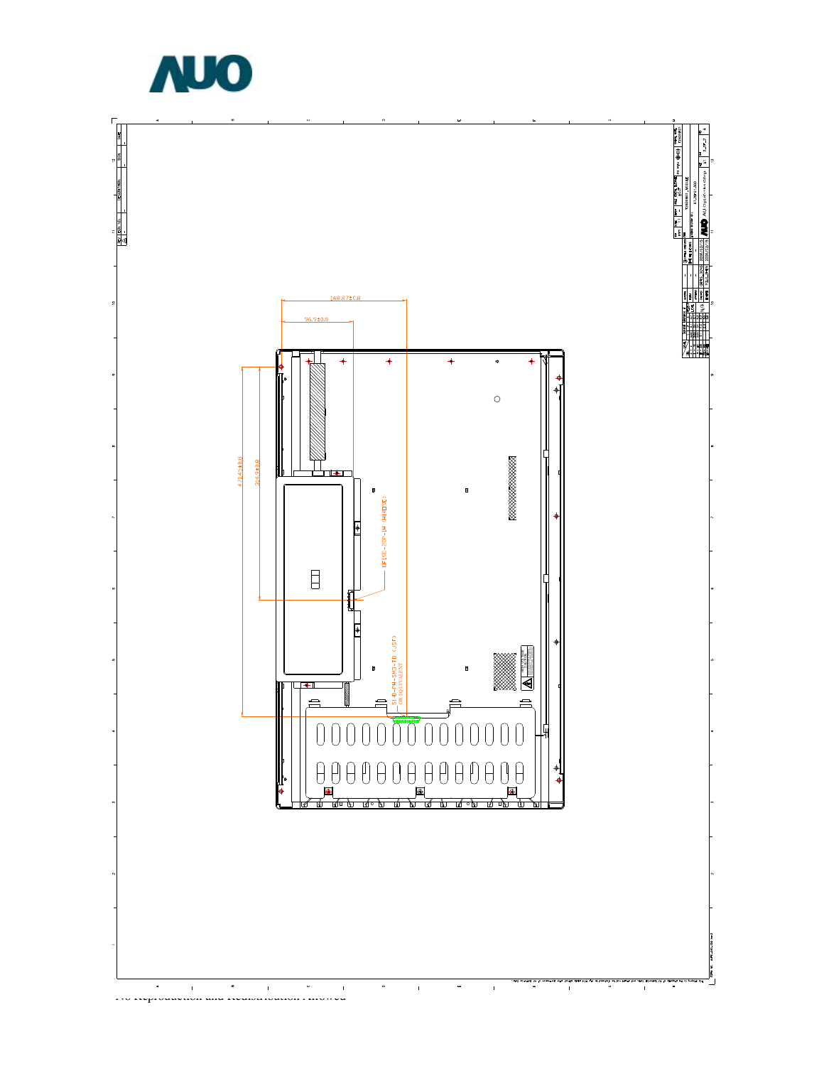168.67±0.8

96.9±0.8

47.45±0.8

214.9±0.8

DF19G-20P-1H (HIROSE)

SHD-PH-SM3-TB (JST) OR EQUIVALENT

No Reproduction and Redistribution Allowed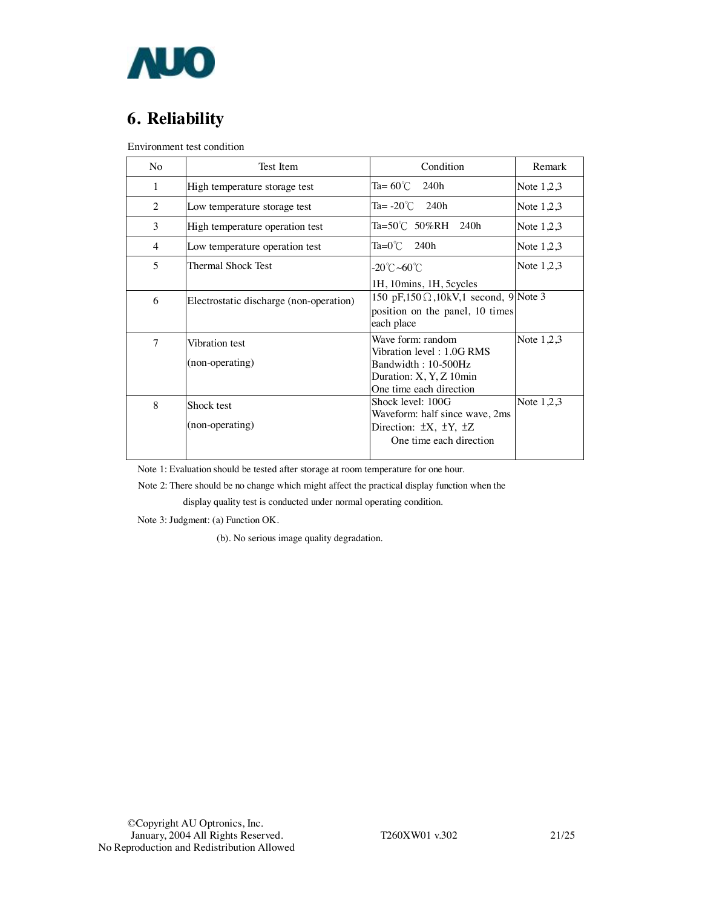# 6. Reliability

Environment test condition

| No | Test Item | Condition | Remark |
|---|---|---|---|
| 1 | High temperature storage test | Ta= 60℃ 240h | Note 1,2,3 |
| 2 | Low temperature storage test | Ta= -20℃ 240h | Note 1,2,3 |
| 3 | High temperature operation test | Ta=50℃ 50%RH 240h | Note 1,2,3 |
| 4 | Low temperature operation test | Ta=0℃ 240h | Note 1,2,3 |
| 5 | Thermal Shock Test | -20℃~60℃<br>1H, 10mins, 1H, 5cycles | Note 1,2,3 |
| 6 | Electrostatic discharge (non-operation) | 150 pF,150Ω,10kV,1 second, 9 position on the panel, 10 times each place | Note 3 |
| 7 | Vibration test<br>(non-operating) | Wave form: random<br>Vibration level : 1.0G RMS<br>Bandwidth : 10-500Hz<br>Duration: X, Y, Z 10min<br>One time each direction | Note 1,2,3 |
| 8 | Shock test<br>(non-operating) | Shock level: 100G<br>Waveform: half since wave, 2ms<br>Direction: ±X, ±Y, ±Z<br>One time each direction | Note 1,2,3 |

Note 1: Evaluation should be tested after storage at room temperature for one hour.

Note 2: There should be no change which might affect the practical display function when the display quality test is conducted under normal operating condition.

Note 3: Judgment: (a) Function OK.

(b). No serious image quality degradation.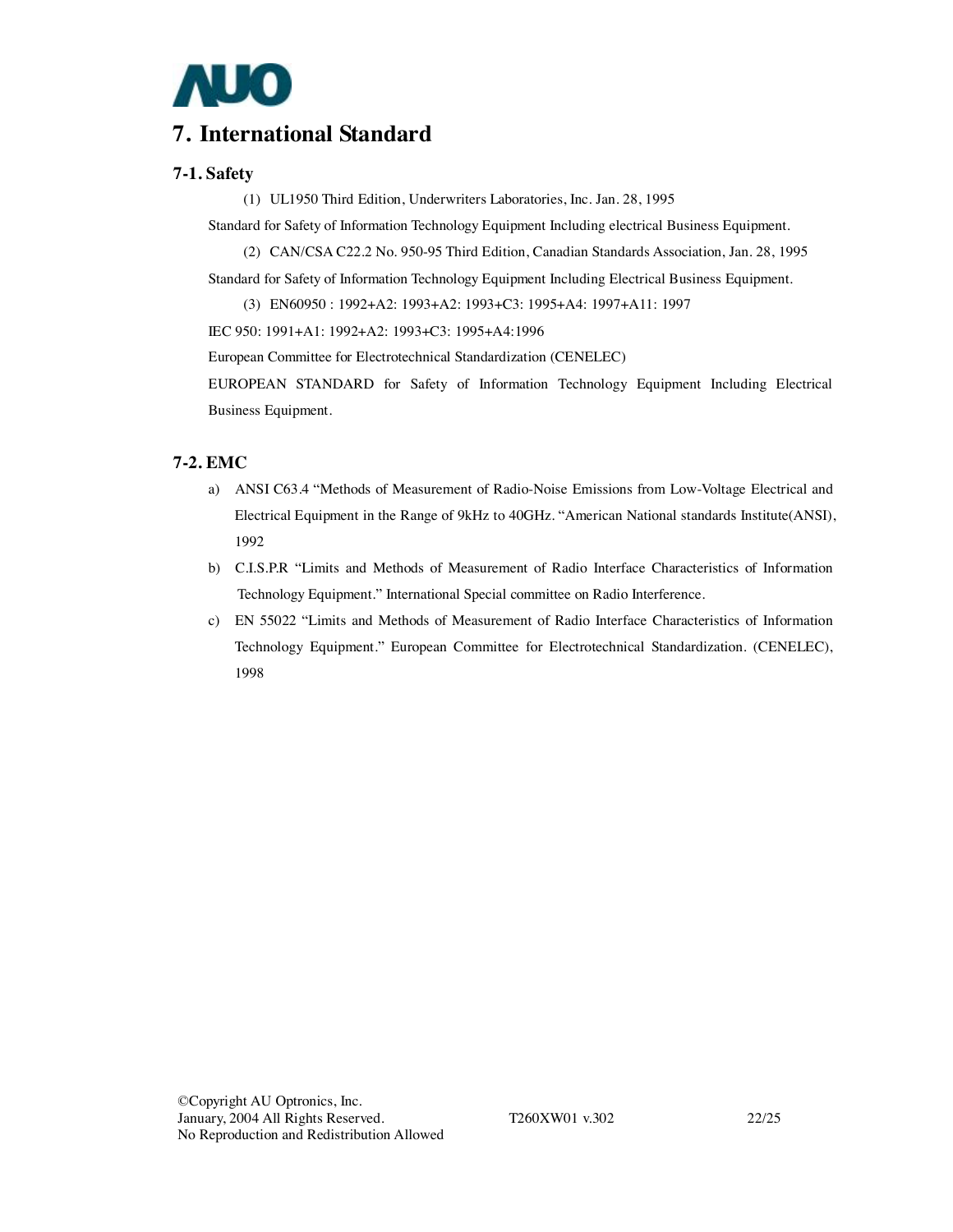# 7. International Standard

## 7-1. Safety

(1) UL1950 Third Edition, Underwriters Laboratories, Inc. Jan. 28, 1995

Standard for Safety of Information Technology Equipment Including electrical Business Equipment.

(2) CAN/CSA C22.2 No. 950-95 Third Edition, Canadian Standards Association, Jan. 28, 1995

Standard for Safety of Information Technology Equipment Including Electrical Business Equipment.

(3) EN60950 : 1992+A2: 1993+A2: 1993+C3: 1995+A4: 1997+A11: 1997

IEC 950: 1991+A1: 1992+A2: 1993+C3: 1995+A4:1996

European Committee for Electrotechnical Standardization (CENELEC)

EUROPEAN STANDARD for Safety of Information Technology Equipment Including Electrical Business Equipment.

## 7-2. EMC

a) ANSI C63.4 "Methods of Measurement of Radio-Noise Emissions from Low-Voltage Electrical and Electrical Equipment in the Range of 9kHz to 40GHz. "American National standards Institute(ANSI), 1992

b) C.I.S.P.R "Limits and Methods of Measurement of Radio Interface Characteristics of Information Technology Equipment." International Special committee on Radio Interference.

c) EN 55022 "Limits and Methods of Measurement of Radio Interface Characteristics of Information Technology Equipment." European Committee for Electrotechnical Standardization. (CENELEC), 1998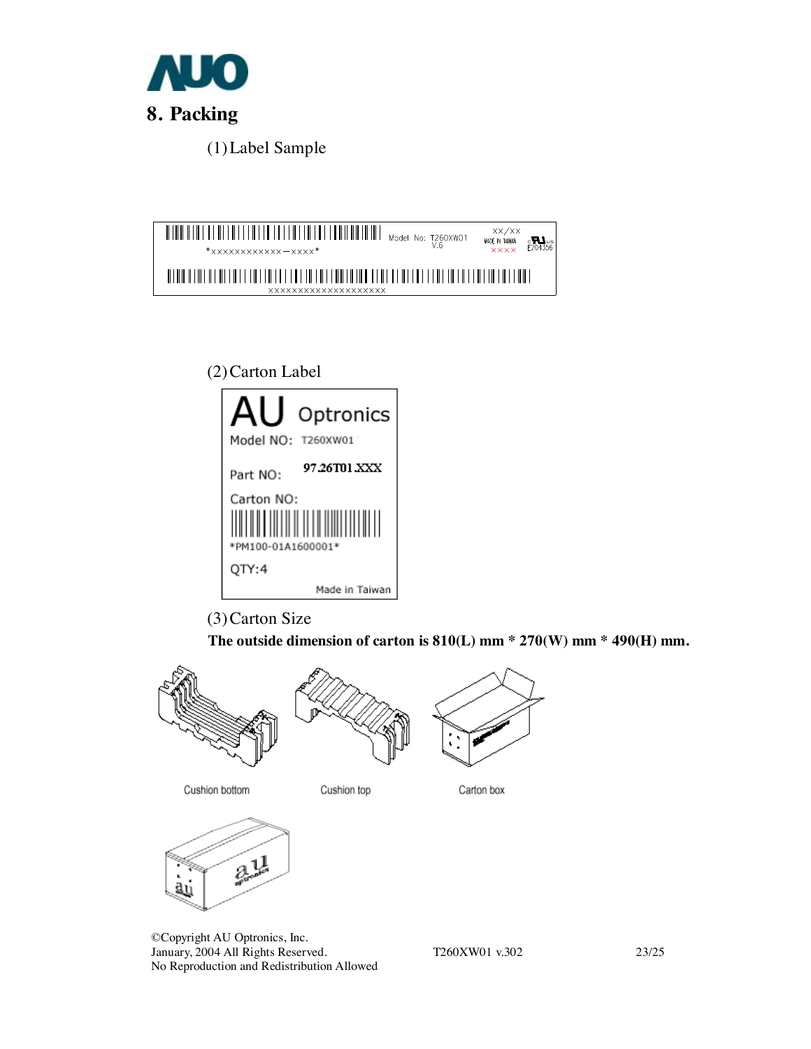# 8. Packing

(1) Label Sample

*xxxxxxxxxxxx-xxxx*

Model No: T260XW01 V.6

xx/xx

MADE IN TAIWAN

xxxx

E204356

xxxxxxxxxxxxxxxxxxxx

(2) Carton Label

AU Optronics

Model NO: T260XW01

Part NO: 97.26T01.XXX

Carton NO:

*PM100-01A1600001*

QTY:4

Made in Taiwan

(3) Carton Size

**The outside dimension of carton is 810(L) mm * 270(W) mm * 490(H) mm.**

Cushion bottom

Cushion top

Carton box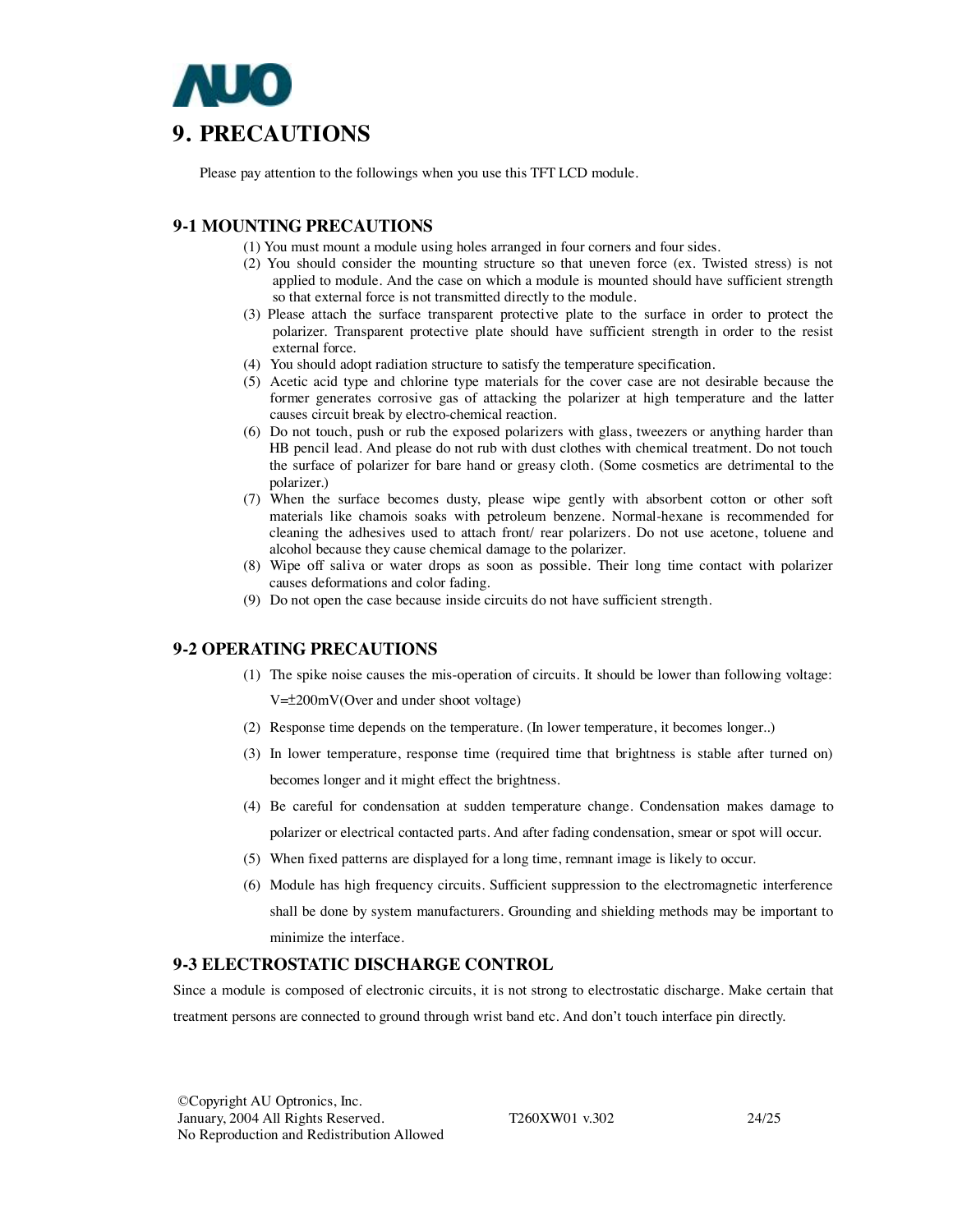# 9. PRECAUTIONS

Please pay attention to the followings when you use this TFT LCD module.

## 9-1 MOUNTING PRECAUTIONS

(1) You must mount a module using holes arranged in four corners and four sides.
(2) You should consider the mounting structure so that uneven force (ex. Twisted stress) is not applied to module. And the case on which a module is mounted should have sufficient strength so that external force is not transmitted directly to the module.
(3) Please attach the surface transparent protective plate to the surface in order to protect the polarizer. Transparent protective plate should have sufficient strength in order to the resist external force.
(4) You should adopt radiation structure to satisfy the temperature specification.
(5) Acetic acid type and chlorine type materials for the cover case are not desirable because the former generates corrosive gas of attacking the polarizer at high temperature and the latter causes circuit break by electro-chemical reaction.
(6) Do not touch, push or rub the exposed polarizers with glass, tweezers or anything harder than HB pencil lead. And please do not rub with dust clothes with chemical treatment. Do not touch the surface of polarizer for bare hand or greasy cloth. (Some cosmetics are detrimental to the polarizer.)
(7) When the surface becomes dusty, please wipe gently with absorbent cotton or other soft materials like chamois soaks with petroleum benzene. Normal-hexane is recommended for cleaning the adhesives used to attach front/ rear polarizers. Do not use acetone, toluene and alcohol because they cause chemical damage to the polarizer.
(8) Wipe off saliva or water drops as soon as possible. Their long time contact with polarizer causes deformations and color fading.
(9) Do not open the case because inside circuits do not have sufficient strength.

## 9-2 OPERATING PRECAUTIONS

(1) The spike noise causes the mis-operation of circuits. It should be lower than following voltage: V=±200mV(Over and under shoot voltage)
(2) Response time depends on the temperature. (In lower temperature, it becomes longer..)
(3) In lower temperature, response time (required time that brightness is stable after turned on) becomes longer and it might effect the brightness.
(4) Be careful for condensation at sudden temperature change. Condensation makes damage to polarizer or electrical contacted parts. And after fading condensation, smear or spot will occur.
(5) When fixed patterns are displayed for a long time, remnant image is likely to occur.
(6) Module has high frequency circuits. Sufficient suppression to the electromagnetic interference shall be done by system manufacturers. Grounding and shielding methods may be important to minimize the interface.

## 9-3 ELECTROSTATIC DISCHARGE CONTROL

Since a module is composed of electronic circuits, it is not strong to electrostatic discharge. Make certain that treatment persons are connected to ground through wrist band etc. And don't touch interface pin directly.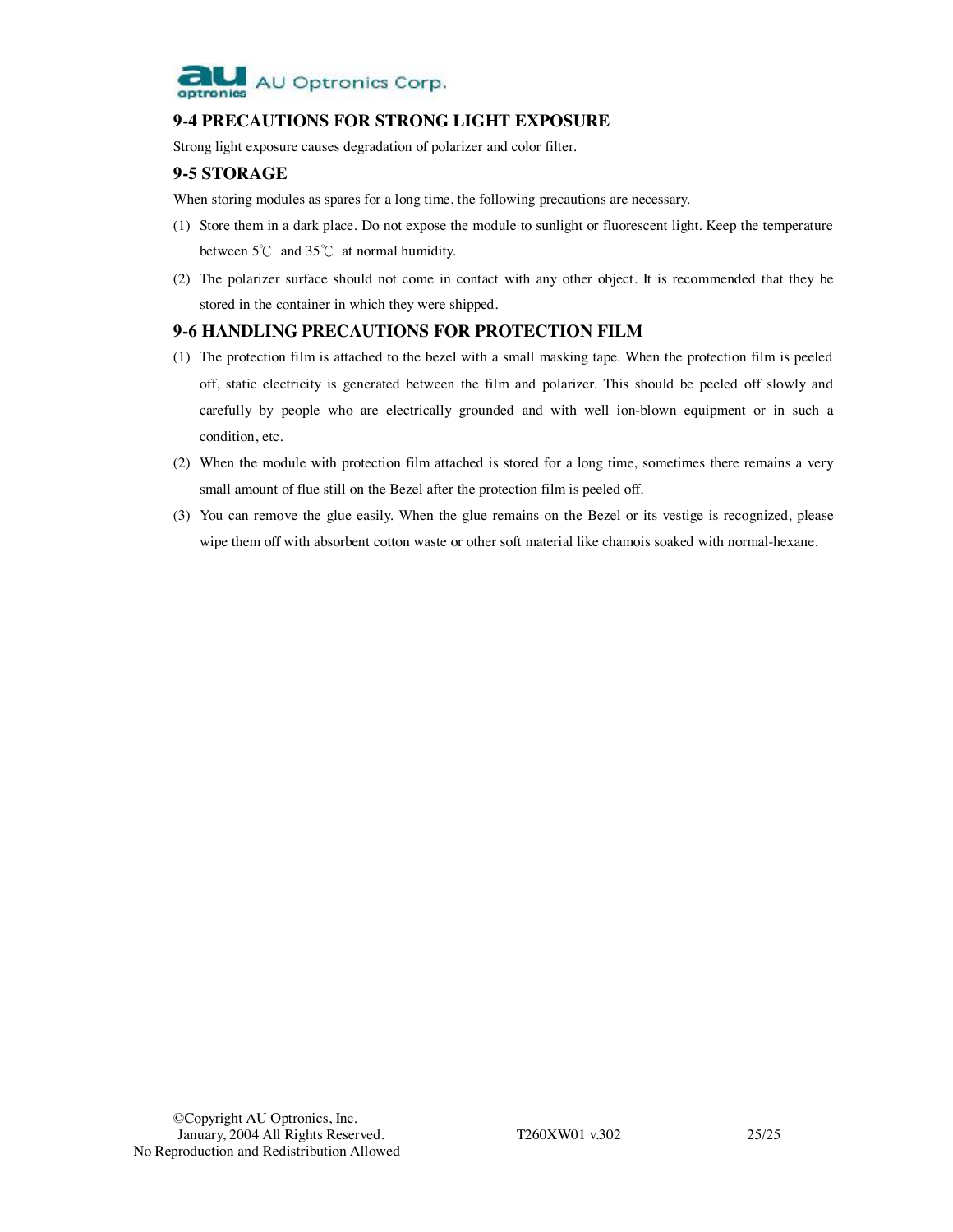## 9-4 PRECAUTIONS FOR STRONG LIGHT EXPOSURE

Strong light exposure causes degradation of polarizer and color filter.

## 9-5 STORAGE

When storing modules as spares for a long time, the following precautions are necessary.

(1) Store them in a dark place. Do not expose the module to sunlight or fluorescent light. Keep the temperature between 5℃ and 35℃ at normal humidity.

(2) The polarizer surface should not come in contact with any other object. It is recommended that they be stored in the container in which they were shipped.

## 9-6 HANDLING PRECAUTIONS FOR PROTECTION FILM

(1) The protection film is attached to the bezel with a small masking tape. When the protection film is peeled off, static electricity is generated between the film and polarizer. This should be peeled off slowly and carefully by people who are electrically grounded and with well ion-blown equipment or in such a condition, etc.

(2) When the module with protection film attached is stored for a long time, sometimes there remains a very small amount of flue still on the Bezel after the protection film is peeled off.

(3) You can remove the glue easily. When the glue remains on the Bezel or its vestige is recognized, please wipe them off with absorbent cotton waste or other soft material like chamois soaked with normal-hexane.